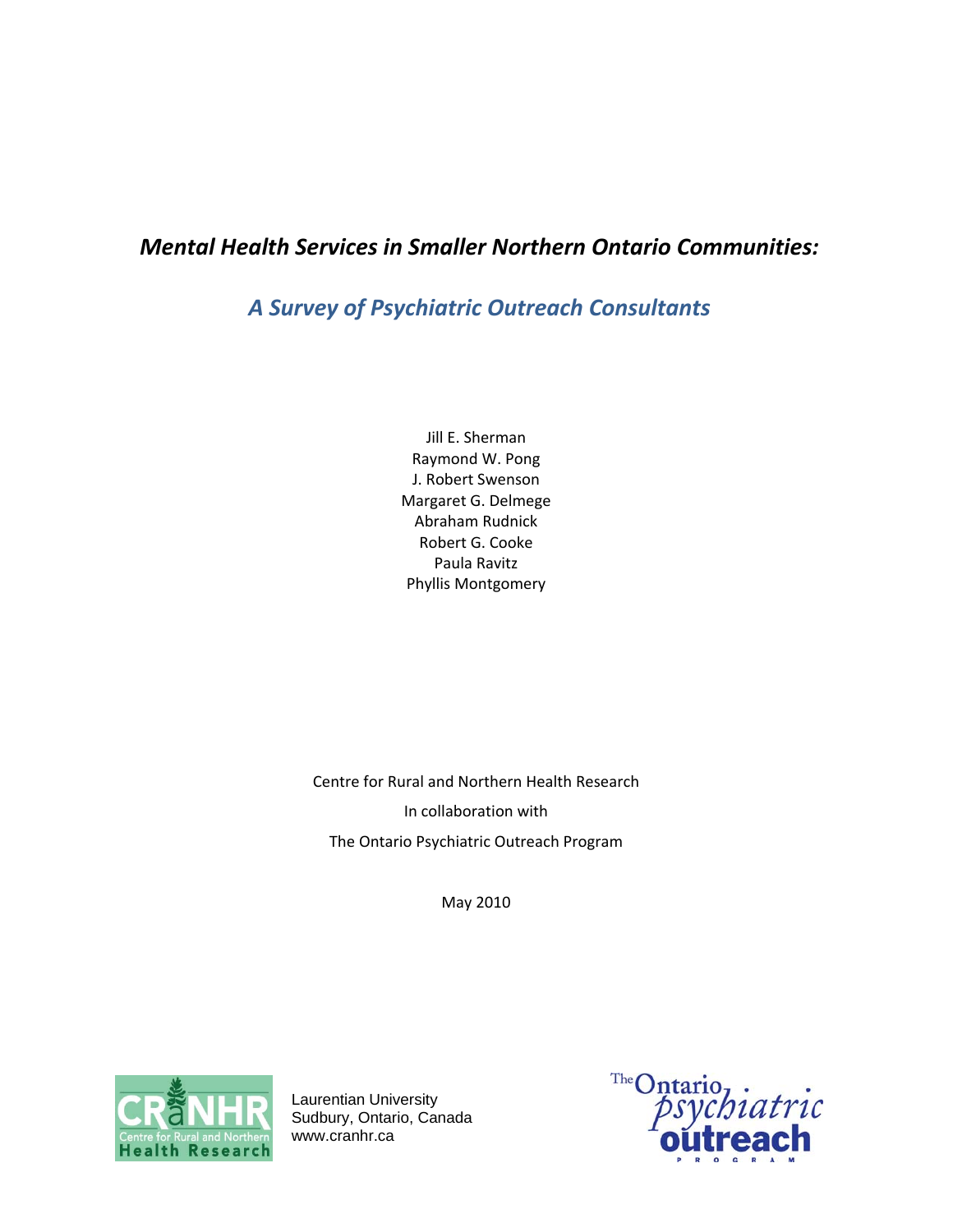# *Mental Health Services in Smaller Northern Ontario Communities:*

## *A Survey of Psychiatric Outreach Consultants*

Jill E. Sherman
Raymond W. Pong
J. Robert Swenson
Margaret G. Delmege
Abraham Rudnick
Robert G. Cooke
Paula Ravitz
Phyllis Montgomery

Centre for Rural and Northern Health Research

In collaboration with

The Ontario Psychiatric Outreach Program

May 2010

CRaNHR
Centre for Rural and Northern Health Research

Laurentian University
Sudbury, Ontario, Canada
www.cranhr.ca

The Ontario psychiatric outreach PROGRAM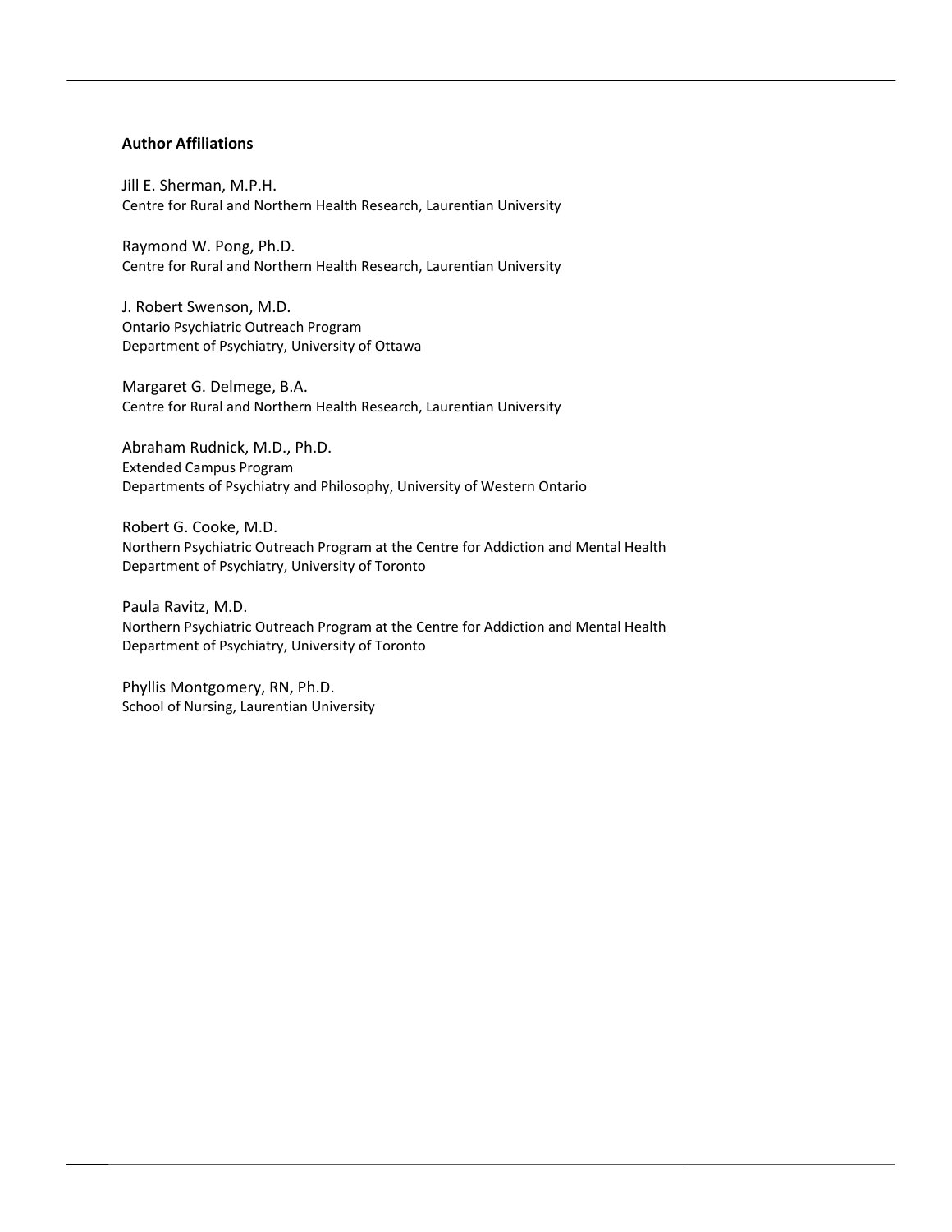**Author Affiliations**

Jill E. Sherman, M.P.H.
Centre for Rural and Northern Health Research, Laurentian University

Raymond W. Pong, Ph.D.
Centre for Rural and Northern Health Research, Laurentian University

J. Robert Swenson, M.D.
Ontario Psychiatric Outreach Program
Department of Psychiatry, University of Ottawa

Margaret G. Delmege, B.A.
Centre for Rural and Northern Health Research, Laurentian University

Abraham Rudnick, M.D., Ph.D.
Extended Campus Program
Departments of Psychiatry and Philosophy, University of Western Ontario

Robert G. Cooke, M.D.
Northern Psychiatric Outreach Program at the Centre for Addiction and Mental Health
Department of Psychiatry, University of Toronto

Paula Ravitz, M.D.
Northern Psychiatric Outreach Program at the Centre for Addiction and Mental Health
Department of Psychiatry, University of Toronto

Phyllis Montgomery, RN, Ph.D.
School of Nursing, Laurentian University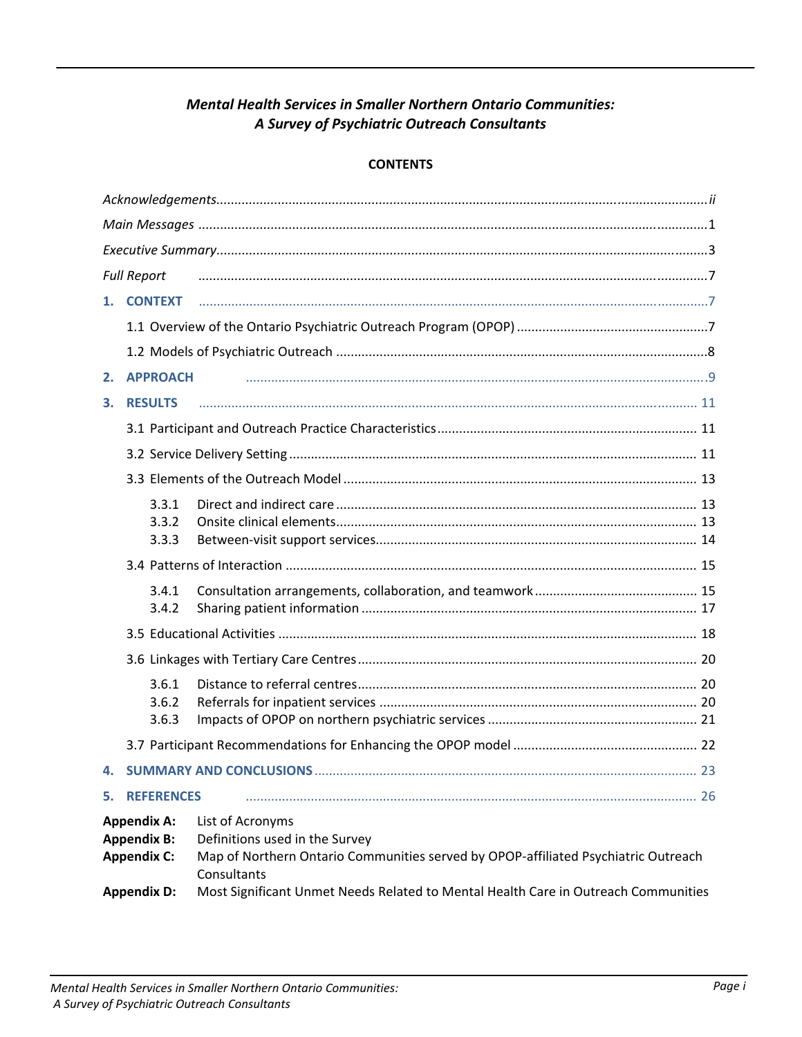***Mental Health Services in Smaller Northern Ontario Communities: A Survey of Psychiatric Outreach Consultants***

**CONTENTS**

*Acknowledgements* ........ ii

*Main Messages* ........ 1

*Executive Summary* ........ 3

*Full Report* ........ 7

**1. CONTEXT** ........ 7

- 1.1 Overview of the Ontario Psychiatric Outreach Program (OPOP) ........ 7
- 1.2 Models of Psychiatric Outreach ........ 8

**2. APPROACH** ........ 9

**3. RESULTS** ........ 11

- 3.1 Participant and Outreach Practice Characteristics ........ 11
- 3.2 Service Delivery Setting ........ 11
- 3.3 Elements of the Outreach Model ........ 13
  - 3.3.1 Direct and indirect care ........ 13
  - 3.3.2 Onsite clinical elements ........ 13
  - 3.3.3 Between-visit support services ........ 14
- 3.4 Patterns of Interaction ........ 15
  - 3.4.1 Consultation arrangements, collaboration, and teamwork ........ 15
  - 3.4.2 Sharing patient information ........ 17
- 3.5 Educational Activities ........ 18
- 3.6 Linkages with Tertiary Care Centres ........ 20
  - 3.6.1 Distance to referral centres ........ 20
  - 3.6.2 Referrals for inpatient services ........ 20
  - 3.6.3 Impacts of OPOP on northern psychiatric services ........ 21
- 3.7 Participant Recommendations for Enhancing the OPOP model ........ 22

**4. SUMMARY AND CONCLUSIONS** ........ 23

**5. REFERENCES** ........ 26

**Appendix A:** List of Acronyms

**Appendix B:** Definitions used in the Survey

**Appendix C:** Map of Northern Ontario Communities served by OPOP-affiliated Psychiatric Outreach Consultants

**Appendix D:** Most Significant Unmet Needs Related to Mental Health Care in Outreach Communities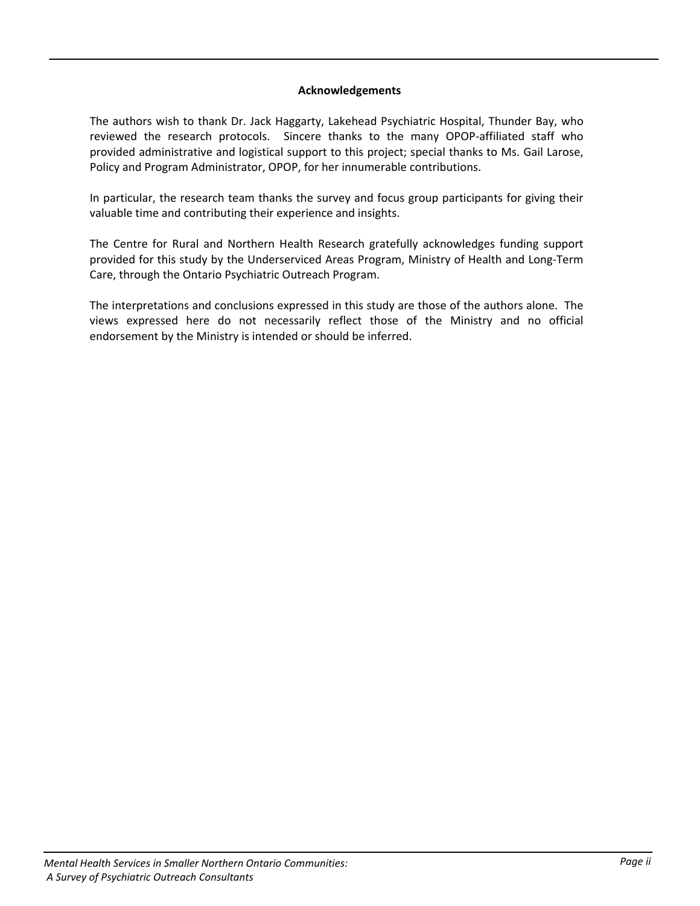## Acknowledgements

The authors wish to thank Dr. Jack Haggarty, Lakehead Psychiatric Hospital, Thunder Bay, who reviewed the research protocols. Sincere thanks to the many OPOP-affiliated staff who provided administrative and logistical support to this project; special thanks to Ms. Gail Larose, Policy and Program Administrator, OPOP, for her innumerable contributions.

In particular, the research team thanks the survey and focus group participants for giving their valuable time and contributing their experience and insights.

The Centre for Rural and Northern Health Research gratefully acknowledges funding support provided for this study by the Underserviced Areas Program, Ministry of Health and Long-Term Care, through the Ontario Psychiatric Outreach Program.

The interpretations and conclusions expressed in this study are those of the authors alone. The views expressed here do not necessarily reflect those of the Ministry and no official endorsement by the Ministry is intended or should be inferred.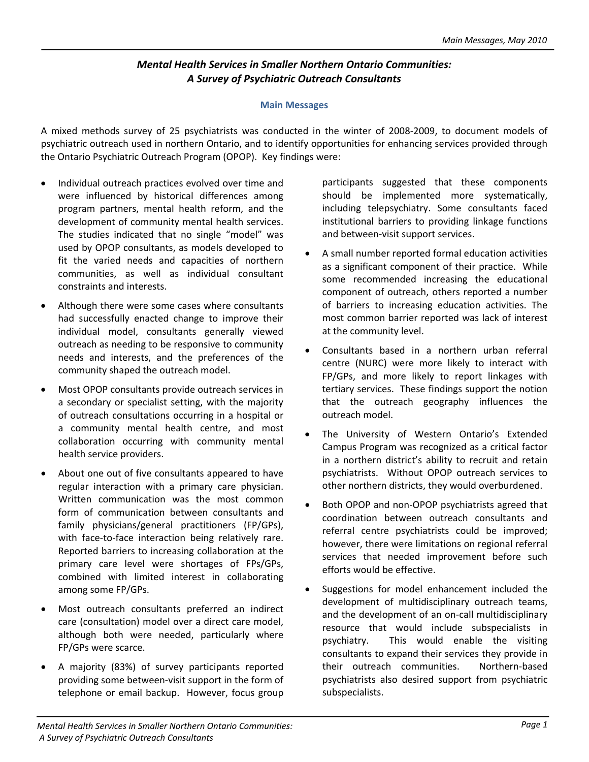## *Mental Health Services in Smaller Northern Ontario Communities: A Survey of Psychiatric Outreach Consultants*

### Main Messages

A mixed methods survey of 25 psychiatrists was conducted in the winter of 2008-2009, to document models of psychiatric outreach used in northern Ontario, and to identify opportunities for enhancing services provided through the Ontario Psychiatric Outreach Program (OPOP). Key findings were:

- Individual outreach practices evolved over time and were influenced by historical differences among program partners, mental health reform, and the development of community mental health services. The studies indicated that no single "model" was used by OPOP consultants, as models developed to fit the varied needs and capacities of northern communities, as well as individual consultant constraints and interests.
- Although there were some cases where consultants had successfully enacted change to improve their individual model, consultants generally viewed outreach as needing to be responsive to community needs and interests, and the preferences of the community shaped the outreach model.
- Most OPOP consultants provide outreach services in a secondary or specialist setting, with the majority of outreach consultations occurring in a hospital or a community mental health centre, and most collaboration occurring with community mental health service providers.
- About one out of five consultants appeared to have regular interaction with a primary care physician. Written communication was the most common form of communication between consultants and family physicians/general practitioners (FP/GPs), with face-to-face interaction being relatively rare. Reported barriers to increasing collaboration at the primary care level were shortages of FPs/GPs, combined with limited interest in collaborating among some FP/GPs.
- Most outreach consultants preferred an indirect care (consultation) model over a direct care model, although both were needed, particularly where FP/GPs were scarce.
- A majority (83%) of survey participants reported providing some between-visit support in the form of telephone or email backup. However, focus group participants suggested that these components should be implemented more systematically, including telepsychiatry. Some consultants faced institutional barriers to providing linkage functions and between-visit support services.
- A small number reported formal education activities as a significant component of their practice. While some recommended increasing the educational component of outreach, others reported a number of barriers to increasing education activities. The most common barrier reported was lack of interest at the community level.
- Consultants based in a northern urban referral centre (NURC) were more likely to interact with FP/GPs, and more likely to report linkages with tertiary services. These findings support the notion that the outreach geography influences the outreach model.
- The University of Western Ontario's Extended Campus Program was recognized as a critical factor in a northern district's ability to recruit and retain psychiatrists. Without OPOP outreach services to other northern districts, they would overburdened.
- Both OPOP and non-OPOP psychiatrists agreed that coordination between outreach consultants and referral centre psychiatrists could be improved; however, there were limitations on regional referral services that needed improvement before such efforts would be effective.
- Suggestions for model enhancement included the development of multidisciplinary outreach teams, and the development of an on-call multidisciplinary resource that would include subspecialists in psychiatry. This would enable the visiting consultants to expand their services they provide in their outreach communities. Northern-based psychiatrists also desired support from psychiatric subspecialists.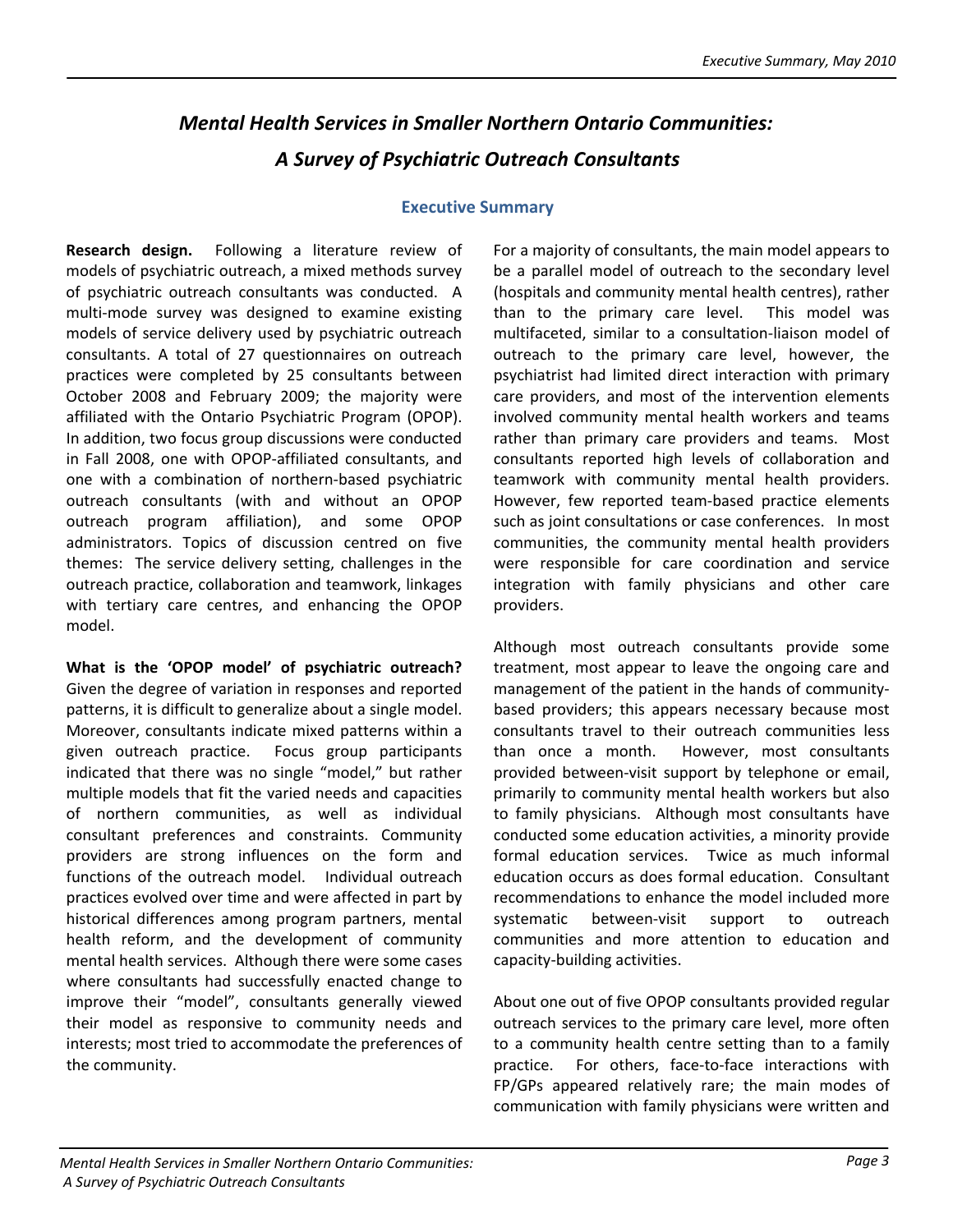# *Mental Health Services in Smaller Northern Ontario Communities: A Survey of Psychiatric Outreach Consultants*

## Executive Summary

**Research design.** Following a literature review of models of psychiatric outreach, a mixed methods survey of psychiatric outreach consultants was conducted. A multi-mode survey was designed to examine existing models of service delivery used by psychiatric outreach consultants. A total of 27 questionnaires on outreach practices were completed by 25 consultants between October 2008 and February 2009; the majority were affiliated with the Ontario Psychiatric Program (OPOP). In addition, two focus group discussions were conducted in Fall 2008, one with OPOP-affiliated consultants, and one with a combination of northern-based psychiatric outreach consultants (with and without an OPOP outreach program affiliation), and some OPOP administrators. Topics of discussion centred on five themes: The service delivery setting, challenges in the outreach practice, collaboration and teamwork, linkages with tertiary care centres, and enhancing the OPOP model.

**What is the 'OPOP model' of psychiatric outreach?** Given the degree of variation in responses and reported patterns, it is difficult to generalize about a single model. Moreover, consultants indicate mixed patterns within a given outreach practice. Focus group participants indicated that there was no single "model," but rather multiple models that fit the varied needs and capacities of northern communities, as well as individual consultant preferences and constraints. Community providers are strong influences on the form and functions of the outreach model. Individual outreach practices evolved over time and were affected in part by historical differences among program partners, mental health reform, and the development of community mental health services. Although there were some cases where consultants had successfully enacted change to improve their "model", consultants generally viewed their model as responsive to community needs and interests; most tried to accommodate the preferences of the community.

For a majority of consultants, the main model appears to be a parallel model of outreach to the secondary level (hospitals and community mental health centres), rather than to the primary care level. This model was multifaceted, similar to a consultation-liaison model of outreach to the primary care level, however, the psychiatrist had limited direct interaction with primary care providers, and most of the intervention elements involved community mental health workers and teams rather than primary care providers and teams. Most consultants reported high levels of collaboration and teamwork with community mental health providers. However, few reported team-based practice elements such as joint consultations or case conferences. In most communities, the community mental health providers were responsible for care coordination and service integration with family physicians and other care providers.

Although most outreach consultants provide some treatment, most appear to leave the ongoing care and management of the patient in the hands of community-based providers; this appears necessary because most consultants travel to their outreach communities less than once a month. However, most consultants provided between-visit support by telephone or email, primarily to community mental health workers but also to family physicians. Although most consultants have conducted some education activities, a minority provide formal education services. Twice as much informal education occurs as does formal education. Consultant recommendations to enhance the model included more systematic between-visit support to outreach communities and more attention to education and capacity-building activities.

About one out of five OPOP consultants provided regular outreach services to the primary care level, more often to a community health centre setting than to a family practice. For others, face-to-face interactions with FP/GPs appeared relatively rare; the main modes of communication with family physicians were written and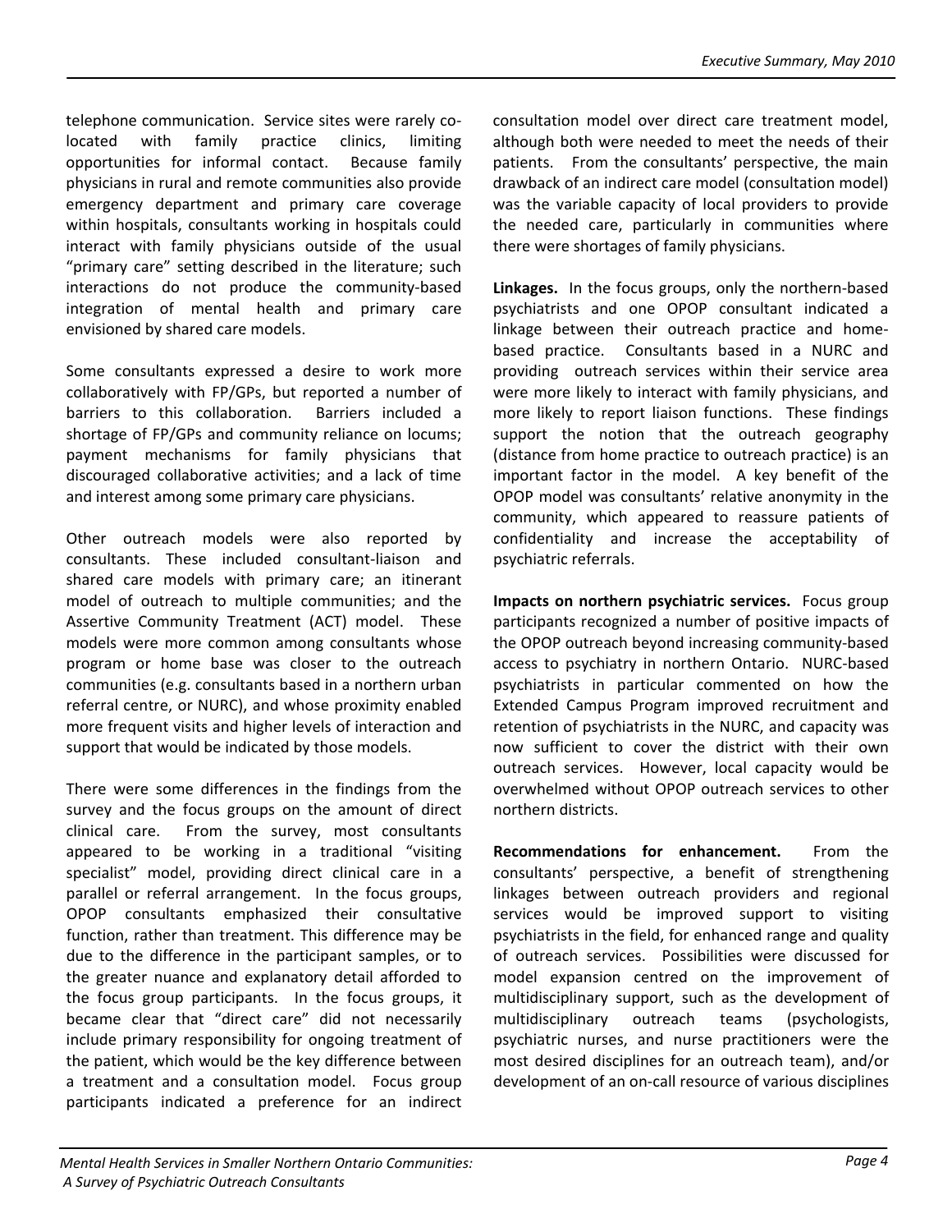telephone communication. Service sites were rarely co-located with family practice clinics, limiting opportunities for informal contact. Because family physicians in rural and remote communities also provide emergency department and primary care coverage within hospitals, consultants working in hospitals could interact with family physicians outside of the usual "primary care" setting described in the literature; such interactions do not produce the community-based integration of mental health and primary care envisioned by shared care models.

Some consultants expressed a desire to work more collaboratively with FP/GPs, but reported a number of barriers to this collaboration. Barriers included a shortage of FP/GPs and community reliance on locums; payment mechanisms for family physicians that discouraged collaborative activities; and a lack of time and interest among some primary care physicians.

Other outreach models were also reported by consultants. These included consultant-liaison and shared care models with primary care; an itinerant model of outreach to multiple communities; and the Assertive Community Treatment (ACT) model. These models were more common among consultants whose program or home base was closer to the outreach communities (e.g. consultants based in a northern urban referral centre, or NURC), and whose proximity enabled more frequent visits and higher levels of interaction and support that would be indicated by those models.

There were some differences in the findings from the survey and the focus groups on the amount of direct clinical care. From the survey, most consultants appeared to be working in a traditional "visiting specialist" model, providing direct clinical care in a parallel or referral arrangement. In the focus groups, OPOP consultants emphasized their consultative function, rather than treatment. This difference may be due to the difference in the participant samples, or to the greater nuance and explanatory detail afforded to the focus group participants. In the focus groups, it became clear that "direct care" did not necessarily include primary responsibility for ongoing treatment of the patient, which would be the key difference between a treatment and a consultation model. Focus group participants indicated a preference for an indirect consultation model over direct care treatment model, although both were needed to meet the needs of their patients. From the consultants' perspective, the main drawback of an indirect care model (consultation model) was the variable capacity of local providers to provide the needed care, particularly in communities where there were shortages of family physicians.

**Linkages.** In the focus groups, only the northern-based psychiatrists and one OPOP consultant indicated a linkage between their outreach practice and home-based practice. Consultants based in a NURC and providing outreach services within their service area were more likely to interact with family physicians, and more likely to report liaison functions. These findings support the notion that the outreach geography (distance from home practice to outreach practice) is an important factor in the model. A key benefit of the OPOP model was consultants' relative anonymity in the community, which appeared to reassure patients of confidentiality and increase the acceptability of psychiatric referrals.

**Impacts on northern psychiatric services.** Focus group participants recognized a number of positive impacts of the OPOP outreach beyond increasing community-based access to psychiatry in northern Ontario. NURC-based psychiatrists in particular commented on how the Extended Campus Program improved recruitment and retention of psychiatrists in the NURC, and capacity was now sufficient to cover the district with their own outreach services. However, local capacity would be overwhelmed without OPOP outreach services to other northern districts.

**Recommendations for enhancement.** From the consultants' perspective, a benefit of strengthening linkages between outreach providers and regional services would be improved support to visiting psychiatrists in the field, for enhanced range and quality of outreach services. Possibilities were discussed for model expansion centred on the improvement of multidisciplinary support, such as the development of multidisciplinary outreach teams (psychologists, psychiatric nurses, and nurse practitioners were the most desired disciplines for an outreach team), and/or development of an on-call resource of various disciplines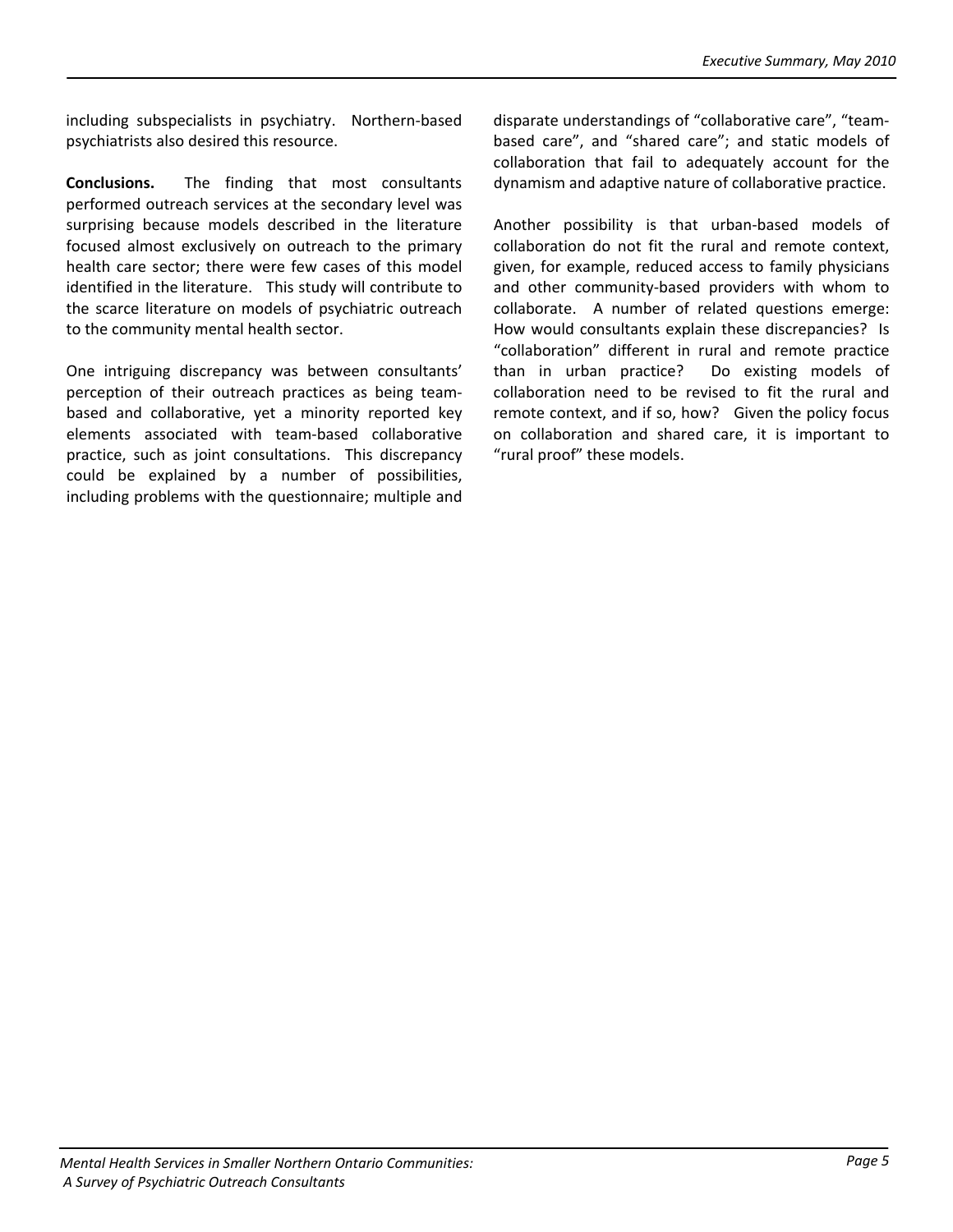including subspecialists in psychiatry. Northern-based psychiatrists also desired this resource.

**Conclusions.** The finding that most consultants performed outreach services at the secondary level was surprising because models described in the literature focused almost exclusively on outreach to the primary health care sector; there were few cases of this model identified in the literature. This study will contribute to the scarce literature on models of psychiatric outreach to the community mental health sector.

One intriguing discrepancy was between consultants' perception of their outreach practices as being team-based and collaborative, yet a minority reported key elements associated with team-based collaborative practice, such as joint consultations. This discrepancy could be explained by a number of possibilities, including problems with the questionnaire; multiple and disparate understandings of "collaborative care", "team-based care", and "shared care"; and static models of collaboration that fail to adequately account for the dynamism and adaptive nature of collaborative practice.

Another possibility is that urban-based models of collaboration do not fit the rural and remote context, given, for example, reduced access to family physicians and other community-based providers with whom to collaborate. A number of related questions emerge: How would consultants explain these discrepancies? Is "collaboration" different in rural and remote practice than in urban practice? Do existing models of collaboration need to be revised to fit the rural and remote context, and if so, how? Given the policy focus on collaboration and shared care, it is important to "rural proof" these models.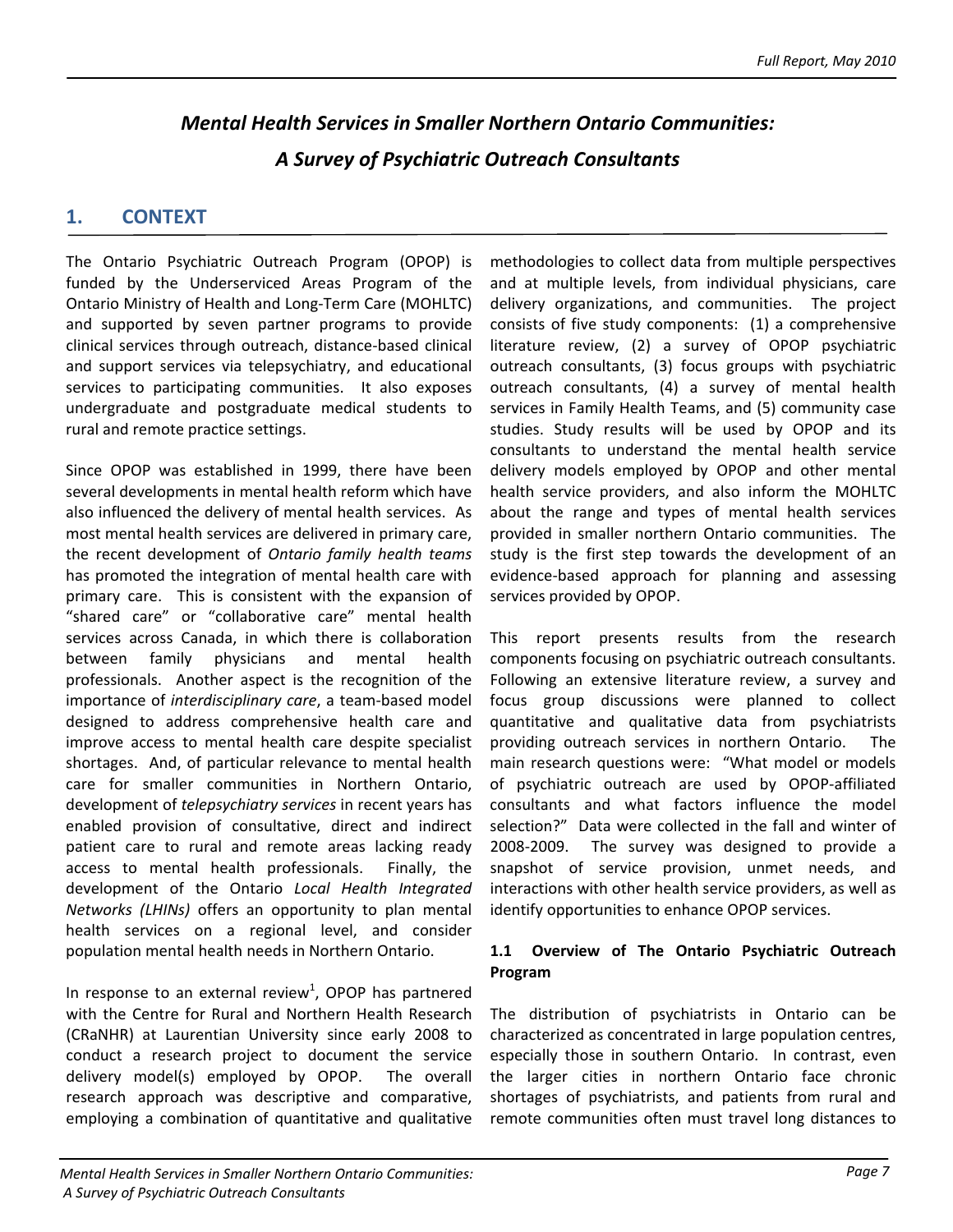# *Mental Health Services in Smaller Northern Ontario Communities: A Survey of Psychiatric Outreach Consultants*

## 1. CONTEXT

The Ontario Psychiatric Outreach Program (OPOP) is funded by the Underserviced Areas Program of the Ontario Ministry of Health and Long-Term Care (MOHLTC) and supported by seven partner programs to provide clinical services through outreach, distance-based clinical and support services via telepsychiatry, and educational services to participating communities. It also exposes undergraduate and postgraduate medical students to rural and remote practice settings.

Since OPOP was established in 1999, there have been several developments in mental health reform which have also influenced the delivery of mental health services. As most mental health services are delivered in primary care, the recent development of *Ontario family health teams* has promoted the integration of mental health care with primary care. This is consistent with the expansion of "shared care" or "collaborative care" mental health services across Canada, in which there is collaboration between family physicians and mental health professionals. Another aspect is the recognition of the importance of *interdisciplinary care*, a team-based model designed to address comprehensive health care and improve access to mental health care despite specialist shortages. And, of particular relevance to mental health care for smaller communities in Northern Ontario, development of *telepsychiatry services* in recent years has enabled provision of consultative, direct and indirect patient care to rural and remote areas lacking ready access to mental health professionals. Finally, the development of the Ontario *Local Health Integrated Networks (LHINs)* offers an opportunity to plan mental health services on a regional level, and consider population mental health needs in Northern Ontario.

In response to an external review[1], OPOP has partnered with the Centre for Rural and Northern Health Research (CRaNHR) at Laurentian University since early 2008 to conduct a research project to document the service delivery model(s) employed by OPOP. The overall research approach was descriptive and comparative, employing a combination of quantitative and qualitative methodologies to collect data from multiple perspectives and at multiple levels, from individual physicians, care delivery organizations, and communities. The project consists of five study components: (1) a comprehensive literature review, (2) a survey of OPOP psychiatric outreach consultants, (3) focus groups with psychiatric outreach consultants, (4) a survey of mental health services in Family Health Teams, and (5) community case studies. Study results will be used by OPOP and its consultants to understand the mental health service delivery models employed by OPOP and other mental health service providers, and also inform the MOHLTC about the range and types of mental health services provided in smaller northern Ontario communities. The study is the first step towards the development of an evidence-based approach for planning and assessing services provided by OPOP.

This report presents results from the research components focusing on psychiatric outreach consultants. Following an extensive literature review, a survey and focus group discussions were planned to collect quantitative and qualitative data from psychiatrists providing outreach services in northern Ontario. The main research questions were: "What model or models of psychiatric outreach are used by OPOP-affiliated consultants and what factors influence the model selection?" Data were collected in the fall and winter of 2008-2009. The survey was designed to provide a snapshot of service provision, unmet needs, and interactions with other health service providers, as well as identify opportunities to enhance OPOP services.

### 1.1 Overview of The Ontario Psychiatric Outreach Program

The distribution of psychiatrists in Ontario can be characterized as concentrated in large population centres, especially those in southern Ontario. In contrast, even the larger cities in northern Ontario face chronic shortages of psychiatrists, and patients from rural and remote communities often must travel long distances to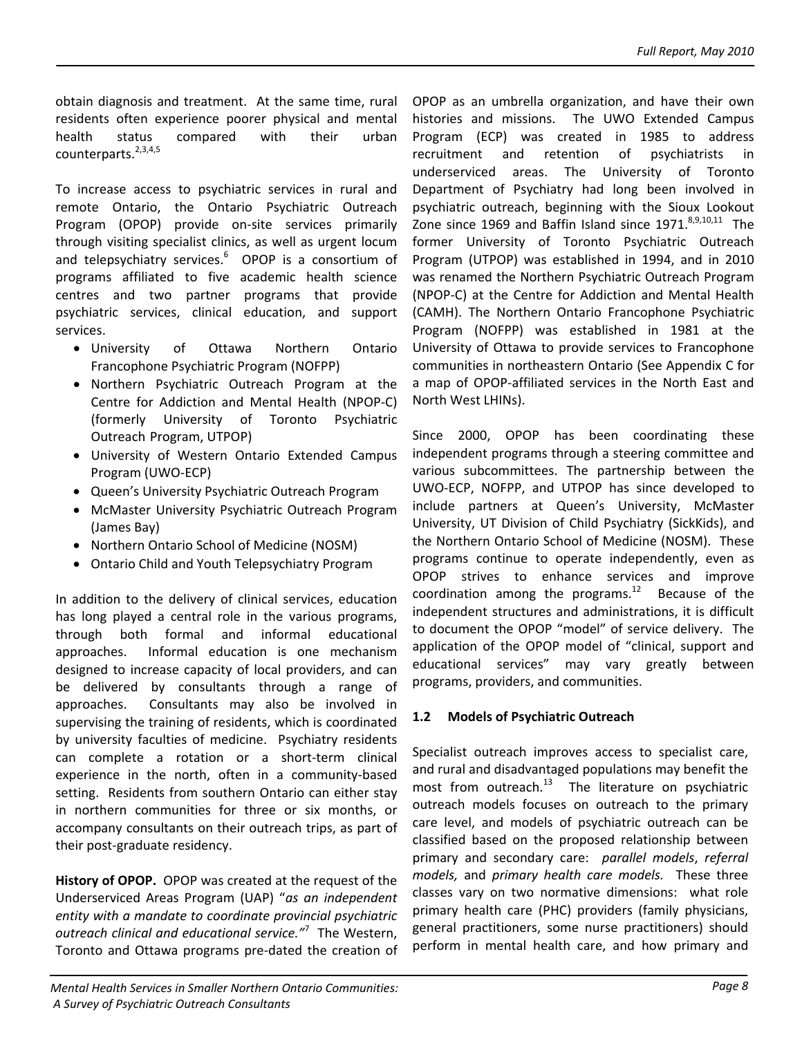obtain diagnosis and treatment. At the same time, rural residents often experience poorer physical and mental health status compared with their urban counterparts.[2,3,4,5]

To increase access to psychiatric services in rural and remote Ontario, the Ontario Psychiatric Outreach Program (OPOP) provide on-site services primarily through visiting specialist clinics, as well as urgent locum and telepsychiatry services.[6] OPOP is a consortium of programs affiliated to five academic health science centres and two partner programs that provide psychiatric services, clinical education, and support services.

- University of Ottawa Northern Ontario Francophone Psychiatric Program (NOFPP)
- Northern Psychiatric Outreach Program at the Centre for Addiction and Mental Health (NPOP-C) (formerly University of Toronto Psychiatric Outreach Program, UTPOP)
- University of Western Ontario Extended Campus Program (UWO-ECP)
- Queen's University Psychiatric Outreach Program
- McMaster University Psychiatric Outreach Program (James Bay)
- Northern Ontario School of Medicine (NOSM)
- Ontario Child and Youth Telepsychiatry Program

In addition to the delivery of clinical services, education has long played a central role in the various programs, through both formal and informal educational approaches. Informal education is one mechanism designed to increase capacity of local providers, and can be delivered by consultants through a range of approaches. Consultants may also be involved in supervising the training of residents, which is coordinated by university faculties of medicine. Psychiatry residents can complete a rotation or a short-term clinical experience in the north, often in a community-based setting. Residents from southern Ontario can either stay in northern communities for three or six months, or accompany consultants on their outreach trips, as part of their post-graduate residency.

**History of OPOP.** OPOP was created at the request of the Underserviced Areas Program (UAP) "*as an independent entity with a mandate to coordinate provincial psychiatric outreach clinical and educational service.*"[7] The Western, Toronto and Ottawa programs pre-dated the creation of OPOP as an umbrella organization, and have their own histories and missions. The UWO Extended Campus Program (ECP) was created in 1985 to address recruitment and retention of psychiatrists in underserviced areas. The University of Toronto Department of Psychiatry had long been involved in psychiatric outreach, beginning with the Sioux Lookout Zone since 1969 and Baffin Island since 1971.[8,9,10,11] The former University of Toronto Psychiatric Outreach Program (UTPOP) was established in 1994, and in 2010 was renamed the Northern Psychiatric Outreach Program (NPOP-C) at the Centre for Addiction and Mental Health (CAMH). The Northern Ontario Francophone Psychiatric Program (NOFPP) was established in 1981 at the University of Ottawa to provide services to Francophone communities in northeastern Ontario (See Appendix C for a map of OPOP-affiliated services in the North East and North West LHINs).

Since 2000, OPOP has been coordinating these independent programs through a steering committee and various subcommittees. The partnership between the UWO-ECP, NOFPP, and UTPOP has since developed to include partners at Queen's University, McMaster University, UT Division of Child Psychiatry (SickKids), and the Northern Ontario School of Medicine (NOSM). These programs continue to operate independently, even as OPOP strives to enhance services and improve coordination among the programs.[12] Because of the independent structures and administrations, it is difficult to document the OPOP "model" of service delivery. The application of the OPOP model of "clinical, support and educational services" may vary greatly between programs, providers, and communities.

### 1.2 Models of Psychiatric Outreach

Specialist outreach improves access to specialist care, and rural and disadvantaged populations may benefit the most from outreach.[13] The literature on psychiatric outreach models focuses on outreach to the primary care level, and models of psychiatric outreach can be classified based on the proposed relationship between primary and secondary care: *parallel models*, *referral models,* and *primary health care models.* These three classes vary on two normative dimensions: what role primary health care (PHC) providers (family physicians, general practitioners, some nurse practitioners) should perform in mental health care, and how primary and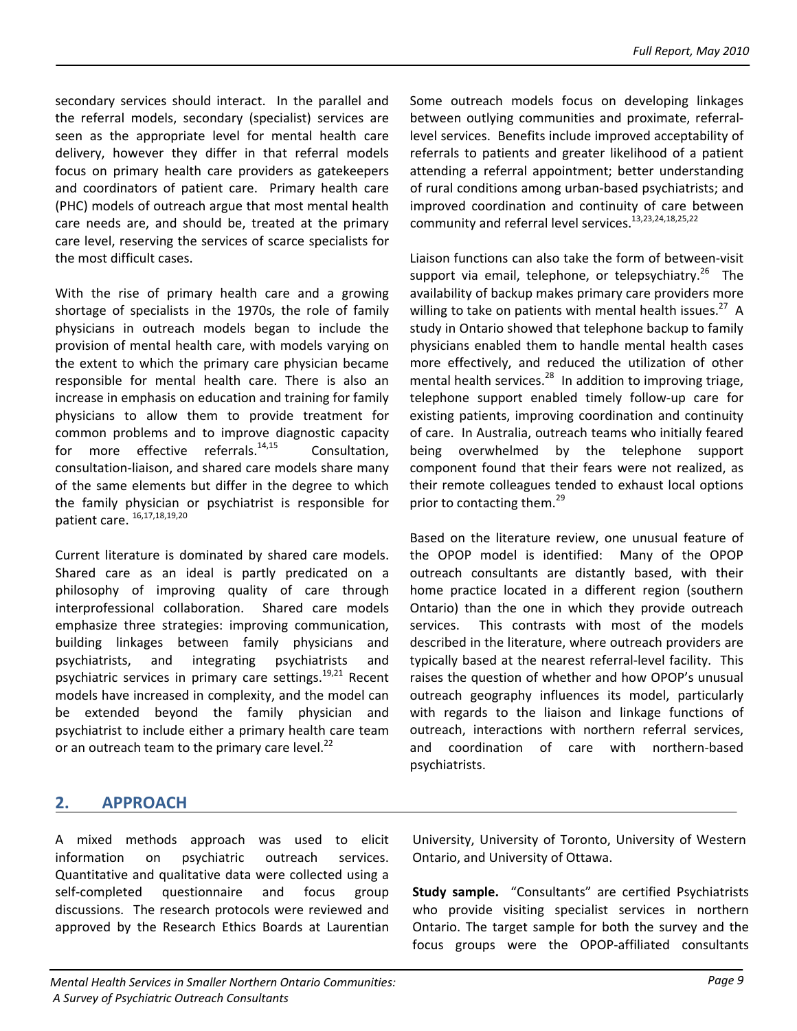secondary services should interact. In the parallel and the referral models, secondary (specialist) services are seen as the appropriate level for mental health care delivery, however they differ in that referral models focus on primary health care providers as gatekeepers and coordinators of patient care. Primary health care (PHC) models of outreach argue that most mental health care needs are, and should be, treated at the primary care level, reserving the services of scarce specialists for the most difficult cases.

With the rise of primary health care and a growing shortage of specialists in the 1970s, the role of family physicians in outreach models began to include the provision of mental health care, with models varying on the extent to which the primary care physician became responsible for mental health care. There is also an increase in emphasis on education and training for family physicians to allow them to provide treatment for common problems and to improve diagnostic capacity for more effective referrals.[14,15] Consultation, consultation-liaison, and shared care models share many of the same elements but differ in the degree to which the family physician or psychiatrist is responsible for patient care.[16,17,18,19,20]

Current literature is dominated by shared care models. Shared care as an ideal is partly predicated on a philosophy of improving quality of care through interprofessional collaboration. Shared care models emphasize three strategies: improving communication, building linkages between family physicians and psychiatrists, and integrating psychiatrists and psychiatric services in primary care settings.[19,21] Recent models have increased in complexity, and the model can be extended beyond the family physician and psychiatrist to include either a primary health care team or an outreach team to the primary care level.[22]

Some outreach models focus on developing linkages between outlying communities and proximate, referral-level services. Benefits include improved acceptability of referrals to patients and greater likelihood of a patient attending a referral appointment; better understanding of rural conditions among urban-based psychiatrists; and improved coordination and continuity of care between community and referral level services.[13,23,24,18,25,22]

Liaison functions can also take the form of between-visit support via email, telephone, or telepsychiatry.[26] The availability of backup makes primary care providers more willing to take on patients with mental health issues.[27] A study in Ontario showed that telephone backup to family physicians enabled them to handle mental health cases more effectively, and reduced the utilization of other mental health services.[28] In addition to improving triage, telephone support enabled timely follow-up care for existing patients, improving coordination and continuity of care. In Australia, outreach teams who initially feared being overwhelmed by the telephone support component found that their fears were not realized, as their remote colleagues tended to exhaust local options prior to contacting them.[29]

Based on the literature review, one unusual feature of the OPOP model is identified: Many of the OPOP outreach consultants are distantly based, with their home practice located in a different region (southern Ontario) than the one in which they provide outreach services. This contrasts with most of the models described in the literature, where outreach providers are typically based at the nearest referral-level facility. This raises the question of whether and how OPOP's unusual outreach geography influences its model, particularly with regards to the liaison and linkage functions of outreach, interactions with northern referral services, and coordination of care with northern-based psychiatrists.

## 2. APPROACH

A mixed methods approach was used to elicit information on psychiatric outreach services. Quantitative and qualitative data were collected using a self-completed questionnaire and focus group discussions. The research protocols were reviewed and approved by the Research Ethics Boards at Laurentian University, University of Toronto, University of Western Ontario, and University of Ottawa.

**Study sample.** "Consultants" are certified Psychiatrists who provide visiting specialist services in northern Ontario. The target sample for both the survey and the focus groups were the OPOP-affiliated consultants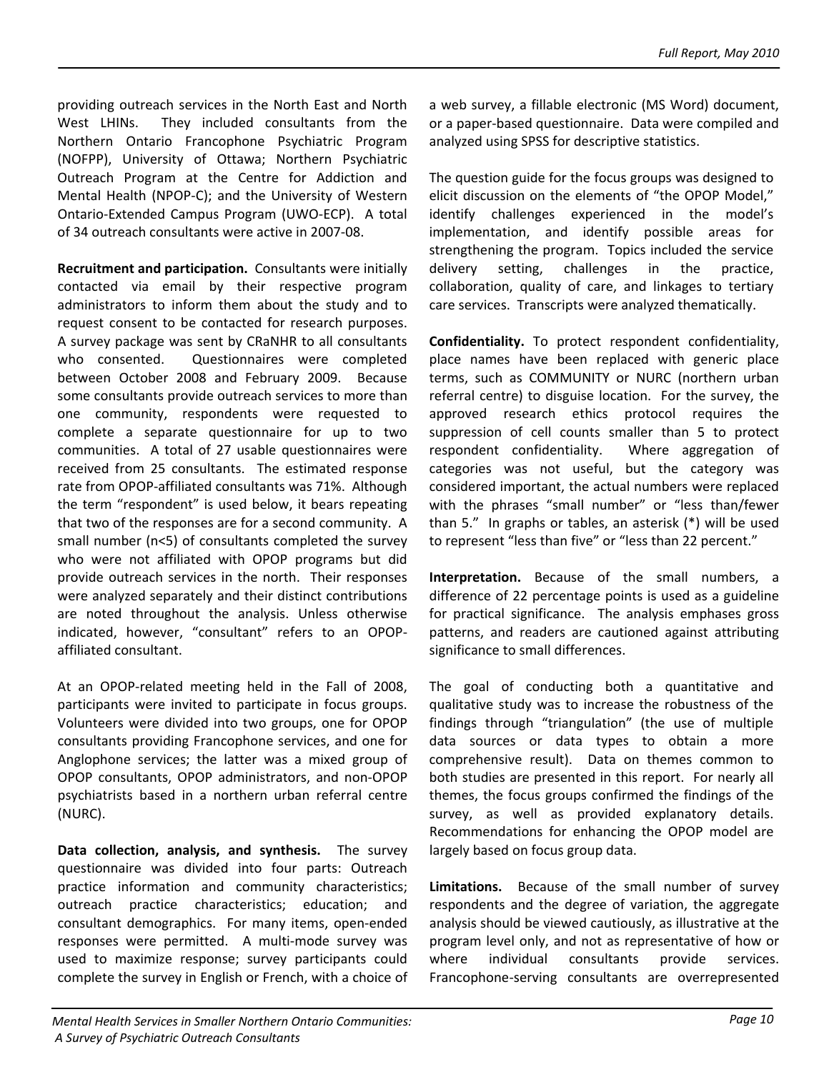providing outreach services in the North East and North West LHINs. They included consultants from the Northern Ontario Francophone Psychiatric Program (NOFPP), University of Ottawa; Northern Psychiatric Outreach Program at the Centre for Addiction and Mental Health (NPOP-C); and the University of Western Ontario-Extended Campus Program (UWO-ECP). A total of 34 outreach consultants were active in 2007-08.

**Recruitment and participation.** Consultants were initially contacted via email by their respective program administrators to inform them about the study and to request consent to be contacted for research purposes. A survey package was sent by CRaNHR to all consultants who consented. Questionnaires were completed between October 2008 and February 2009. Because some consultants provide outreach services to more than one community, respondents were requested to complete a separate questionnaire for up to two communities. A total of 27 usable questionnaires were received from 25 consultants. The estimated response rate from OPOP-affiliated consultants was 71%. Although the term "respondent" is used below, it bears repeating that two of the responses are for a second community. A small number (n<5) of consultants completed the survey who were not affiliated with OPOP programs but did provide outreach services in the north. Their responses were analyzed separately and their distinct contributions are noted throughout the analysis. Unless otherwise indicated, however, "consultant" refers to an OPOP-affiliated consultant.

At an OPOP-related meeting held in the Fall of 2008, participants were invited to participate in focus groups. Volunteers were divided into two groups, one for OPOP consultants providing Francophone services, and one for Anglophone services; the latter was a mixed group of OPOP consultants, OPOP administrators, and non-OPOP psychiatrists based in a northern urban referral centre (NURC).

**Data collection, analysis, and synthesis.** The survey questionnaire was divided into four parts: Outreach practice information and community characteristics; outreach practice characteristics; education; and consultant demographics. For many items, open-ended responses were permitted. A multi-mode survey was used to maximize response; survey participants could complete the survey in English or French, with a choice of a web survey, a fillable electronic (MS Word) document, or a paper-based questionnaire. Data were compiled and analyzed using SPSS for descriptive statistics.

The question guide for the focus groups was designed to elicit discussion on the elements of "the OPOP Model," identify challenges experienced in the model's implementation, and identify possible areas for strengthening the program. Topics included the service delivery setting, challenges in the practice, collaboration, quality of care, and linkages to tertiary care services. Transcripts were analyzed thematically.

**Confidentiality.** To protect respondent confidentiality, place names have been replaced with generic place terms, such as COMMUNITY or NURC (northern urban referral centre) to disguise location. For the survey, the approved research ethics protocol requires the suppression of cell counts smaller than 5 to protect respondent confidentiality. Where aggregation of categories was not useful, but the category was considered important, the actual numbers were replaced with the phrases "small number" or "less than/fewer than 5." In graphs or tables, an asterisk (*) will be used to represent "less than five" or "less than 22 percent."

**Interpretation.** Because of the small numbers, a difference of 22 percentage points is used as a guideline for practical significance. The analysis emphases gross patterns, and readers are cautioned against attributing significance to small differences.

The goal of conducting both a quantitative and qualitative study was to increase the robustness of the findings through "triangulation" (the use of multiple data sources or data types to obtain a more comprehensive result). Data on themes common to both studies are presented in this report. For nearly all themes, the focus groups confirmed the findings of the survey, as well as provided explanatory details. Recommendations for enhancing the OPOP model are largely based on focus group data.

**Limitations.** Because of the small number of survey respondents and the degree of variation, the aggregate analysis should be viewed cautiously, as illustrative at the program level only, and not as representative of how or where individual consultants provide services. Francophone-serving consultants are overrepresented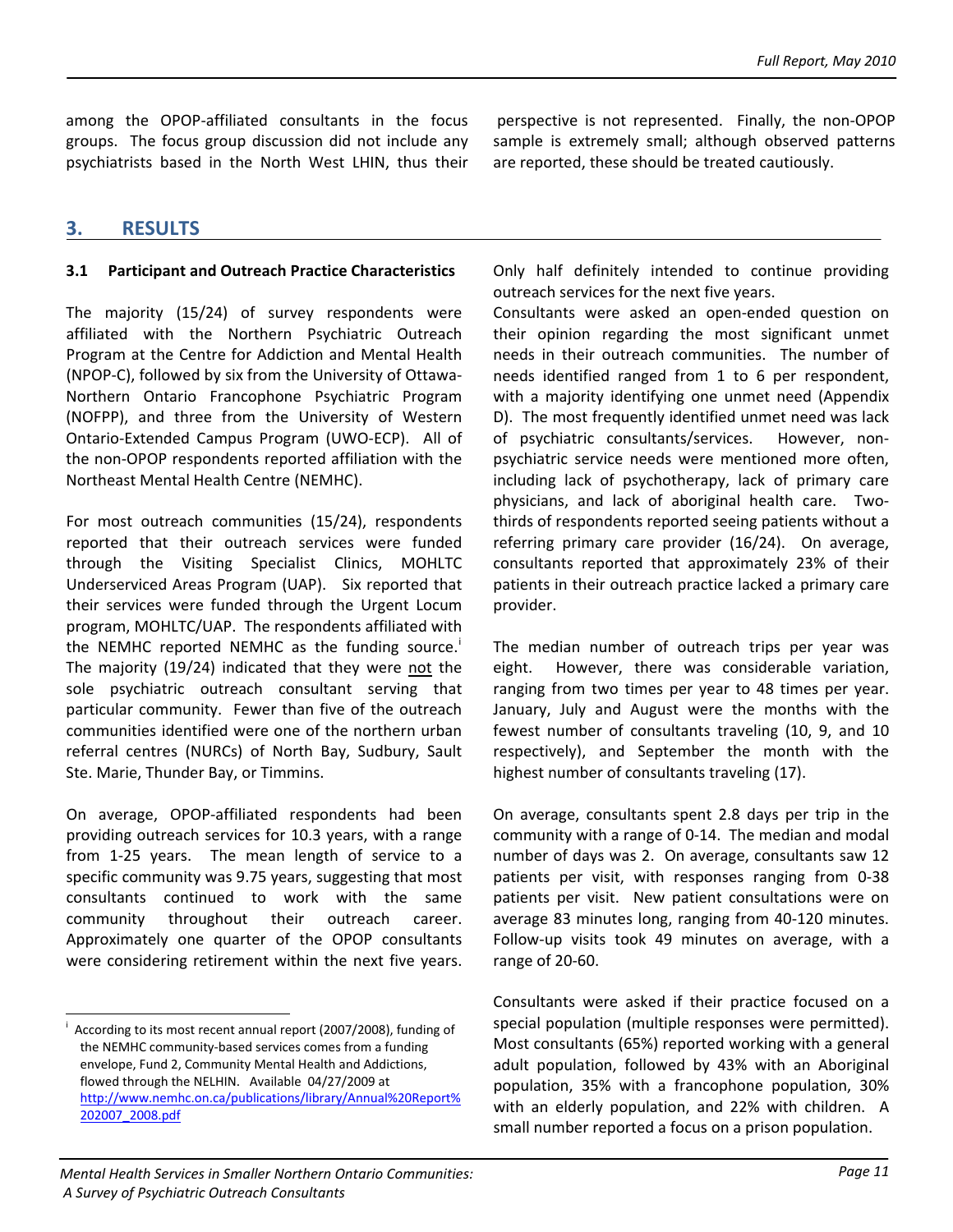among the OPOP-affiliated consultants in the focus groups. The focus group discussion did not include any psychiatrists based in the North West LHIN, thus their perspective is not represented. Finally, the non-OPOP sample is extremely small; although observed patterns are reported, these should be treated cautiously.

## 3. RESULTS

### 3.1 Participant and Outreach Practice Characteristics

The majority (15/24) of survey respondents were affiliated with the Northern Psychiatric Outreach Program at the Centre for Addiction and Mental Health (NPOP-C), followed by six from the University of Ottawa-Northern Ontario Francophone Psychiatric Program (NOFPP), and three from the University of Western Ontario-Extended Campus Program (UWO-ECP). All of the non-OPOP respondents reported affiliation with the Northeast Mental Health Centre (NEMHC).

For most outreach communities (15/24), respondents reported that their outreach services were funded through the Visiting Specialist Clinics, MOHLTC Underserviced Areas Program (UAP). Six reported that their services were funded through the Urgent Locum program, MOHLTC/UAP. The respondents affiliated with the NEMHC reported NEMHC as the funding source.[i] The majority (19/24) indicated that they were not the sole psychiatric outreach consultant serving that particular community. Fewer than five of the outreach communities identified were one of the northern urban referral centres (NURCs) of North Bay, Sudbury, Sault Ste. Marie, Thunder Bay, or Timmins.

On average, OPOP-affiliated respondents had been providing outreach services for 10.3 years, with a range from 1-25 years. The mean length of service to a specific community was 9.75 years, suggesting that most consultants continued to work with the same community throughout their outreach career. Approximately one quarter of the OPOP consultants were considering retirement within the next five years. Only half definitely intended to continue providing outreach services for the next five years.

Consultants were asked an open-ended question on their opinion regarding the most significant unmet needs in their outreach communities. The number of needs identified ranged from 1 to 6 per respondent, with a majority identifying one unmet need (Appendix D). The most frequently identified unmet need was lack of psychiatric consultants/services. However, non-psychiatric service needs were mentioned more often, including lack of psychotherapy, lack of primary care physicians, and lack of aboriginal health care. Two-thirds of respondents reported seeing patients without a referring primary care provider (16/24). On average, consultants reported that approximately 23% of their patients in their outreach practice lacked a primary care provider.

The median number of outreach trips per year was eight. However, there was considerable variation, ranging from two times per year to 48 times per year. January, July and August were the months with the fewest number of consultants traveling (10, 9, and 10 respectively), and September the month with the highest number of consultants traveling (17).

On average, consultants spent 2.8 days per trip in the community with a range of 0-14. The median and modal number of days was 2. On average, consultants saw 12 patients per visit, with responses ranging from 0-38 patients per visit. New patient consultations were on average 83 minutes long, ranging from 40-120 minutes. Follow-up visits took 49 minutes on average, with a range of 20-60.

Consultants were asked if their practice focused on a special population (multiple responses were permitted). Most consultants (65%) reported working with a general adult population, followed by 43% with an Aboriginal population, 35% with a francophone population, 30% with an elderly population, and 22% with children. A small number reported a focus on a prison population.

---

[i] According to its most recent annual report (2007/2008), funding of the NEMHC community-based services comes from a funding envelope, Fund 2, Community Mental Health and Addictions, flowed through the NELHIN. Available 04/27/2009 at http://www.nemhc.on.ca/publications/library/Annual%20Report%202007_2008.pdf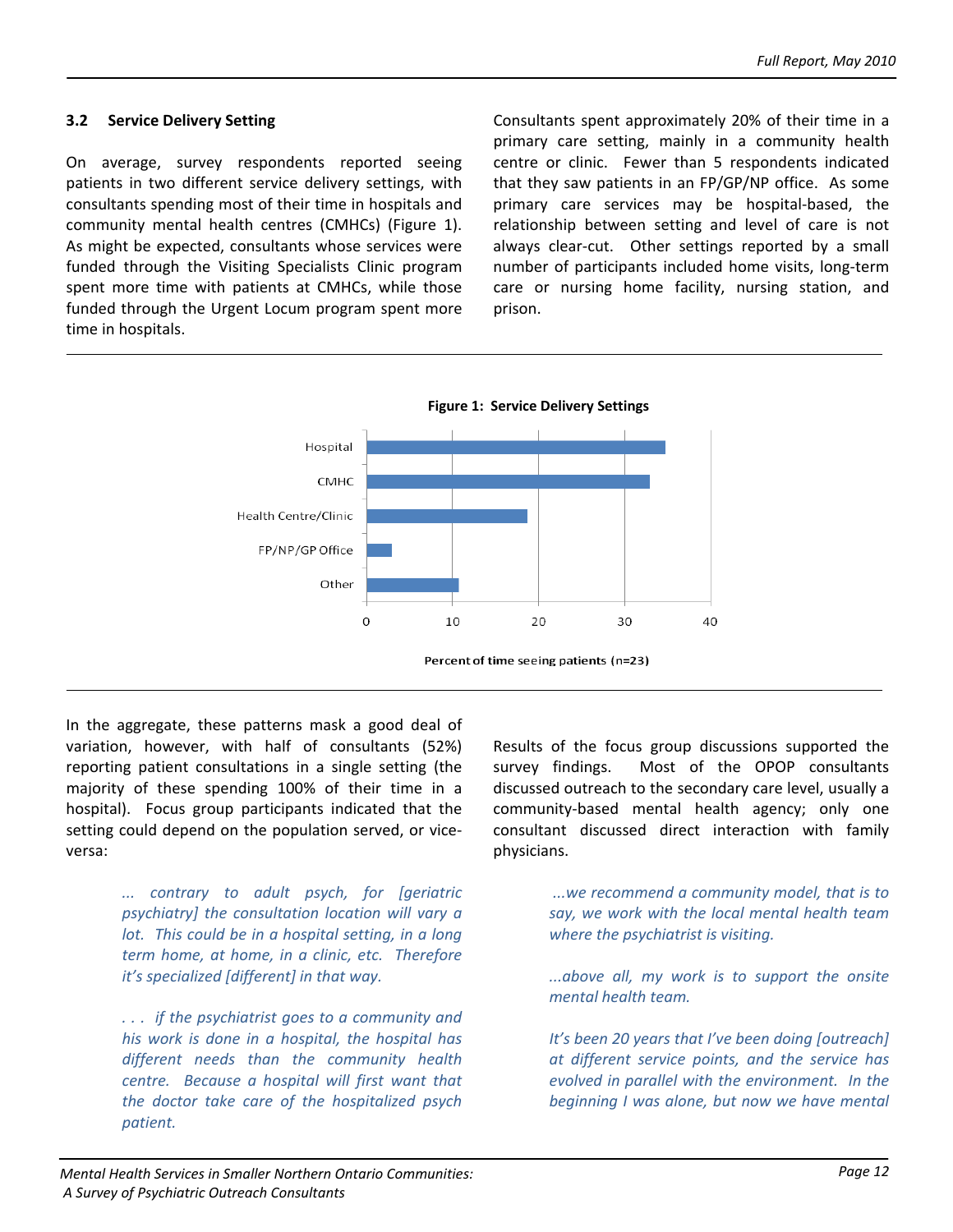### 3.2 Service Delivery Setting

On average, survey respondents reported seeing patients in two different service delivery settings, with consultants spending most of their time in hospitals and community mental health centres (CMHCs) (Figure 1). As might be expected, consultants whose services were funded through the Visiting Specialists Clinic program spent more time with patients at CMHCs, while those funded through the Urgent Locum program spent more time in hospitals.

Consultants spent approximately 20% of their time in a primary care setting, mainly in a community health centre or clinic. Fewer than 5 respondents indicated that they saw patients in an FP/GP/NP office. As some primary care services may be hospital-based, the relationship between setting and level of care is not always clear-cut. Other settings reported by a small number of participants included home visits, long-term care or nursing home facility, nursing station, and prison.

**Figure 1: Service Delivery Settings**

| Setting | Percent of time seeing patients (n=23) |
|---|---|
| Hospital | ~35 |
| CMHC | ~33 |
| Health Centre/Clinic | ~19 |
| FP/NP/GP Office | ~3 |
| Other | ~11 |

In the aggregate, these patterns mask a good deal of variation, however, with half of consultants (52%) reporting patient consultations in a single setting (the majority of these spending 100% of their time in a hospital). Focus group participants indicated that the setting could depend on the population served, or vice-versa:

> *... contrary to adult psych, for [geriatric psychiatry] the consultation location will vary a lot. This could be in a hospital setting, in a long term home, at home, in a clinic, etc. Therefore it's specialized [different] in that way.*

> *. . . if the psychiatrist goes to a community and his work is done in a hospital, the hospital has different needs than the community health centre. Because a hospital will first want that the doctor take care of the hospitalized psych patient.*

Results of the focus group discussions supported the survey findings. Most of the OPOP consultants discussed outreach to the secondary care level, usually a community-based mental health agency; only one consultant discussed direct interaction with family physicians.

> *...we recommend a community model, that is to say, we work with the local mental health team where the psychiatrist is visiting.*

> *...above all, my work is to support the onsite mental health team.*

> *It's been 20 years that I've been doing [outreach] at different service points, and the service has evolved in parallel with the environment. In the beginning I was alone, but now we have mental*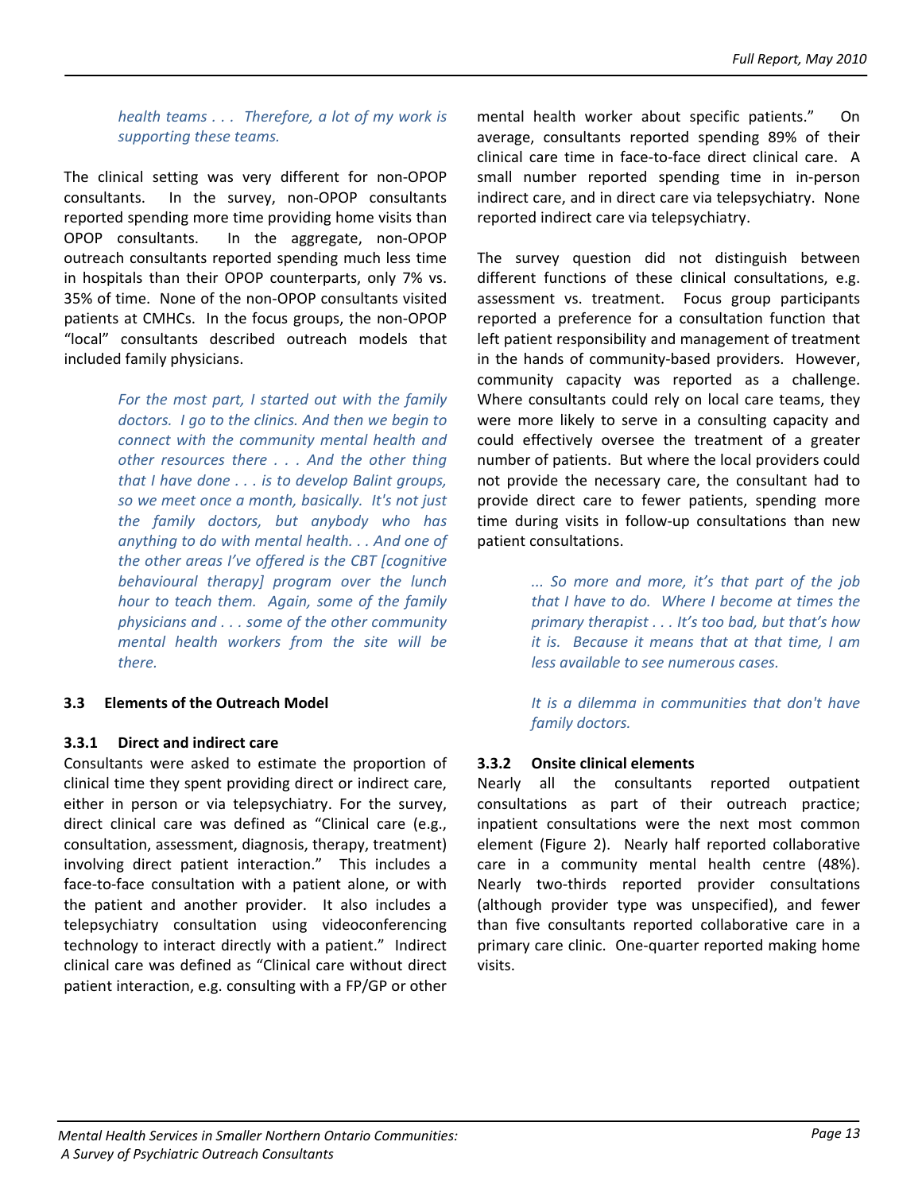*health teams . . . Therefore, a lot of my work is supporting these teams.*

The clinical setting was very different for non-OPOP consultants. In the survey, non-OPOP consultants reported spending more time providing home visits than OPOP consultants. In the aggregate, non-OPOP outreach consultants reported spending much less time in hospitals than their OPOP counterparts, only 7% vs. 35% of time. None of the non-OPOP consultants visited patients at CMHCs. In the focus groups, the non-OPOP "local" consultants described outreach models that included family physicians.

> *For the most part, I started out with the family doctors. I go to the clinics. And then we begin to connect with the community mental health and other resources there . . . And the other thing that I have done . . . is to develop Balint groups, so we meet once a month, basically. It's not just the family doctors, but anybody who has anything to do with mental health. . . And one of the other areas I've offered is the CBT [cognitive behavioural therapy] program over the lunch hour to teach them. Again, some of the family physicians and . . . some of the other community mental health workers from the site will be there.*

### 3.3 Elements of the Outreach Model

#### 3.3.1 Direct and indirect care

Consultants were asked to estimate the proportion of clinical time they spent providing direct or indirect care, either in person or via telepsychiatry. For the survey, direct clinical care was defined as "Clinical care (e.g., consultation, assessment, diagnosis, therapy, treatment) involving direct patient interaction." This includes a face-to-face consultation with a patient alone, or with the patient and another provider. It also includes a telepsychiatry consultation using videoconferencing technology to interact directly with a patient." Indirect clinical care was defined as "Clinical care without direct patient interaction, e.g. consulting with a FP/GP or other mental health worker about specific patients." On average, consultants reported spending 89% of their clinical care time in face-to-face direct clinical care. A small number reported spending time in in-person indirect care, and in direct care via telepsychiatry. None reported indirect care via telepsychiatry.

The survey question did not distinguish between different functions of these clinical consultations, e.g. assessment vs. treatment. Focus group participants reported a preference for a consultation function that left patient responsibility and management of treatment in the hands of community-based providers. However, community capacity was reported as a challenge. Where consultants could rely on local care teams, they were more likely to serve in a consulting capacity and could effectively oversee the treatment of a greater number of patients. But where the local providers could not provide the necessary care, the consultant had to provide direct care to fewer patients, spending more time during visits in follow-up consultations than new patient consultations.

> *... So more and more, it's that part of the job that I have to do. Where I become at times the primary therapist . . . It's too bad, but that's how it is. Because it means that at that time, I am less available to see numerous cases.*
>
> *It is a dilemma in communities that don't have family doctors.*

#### 3.3.2 Onsite clinical elements

Nearly all the consultants reported outpatient consultations as part of their outreach practice; inpatient consultations were the next most common element (Figure 2). Nearly half reported collaborative care in a community mental health centre (48%). Nearly two-thirds reported provider consultations (although provider type was unspecified), and fewer than five consultants reported collaborative care in a primary care clinic. One-quarter reported making home visits.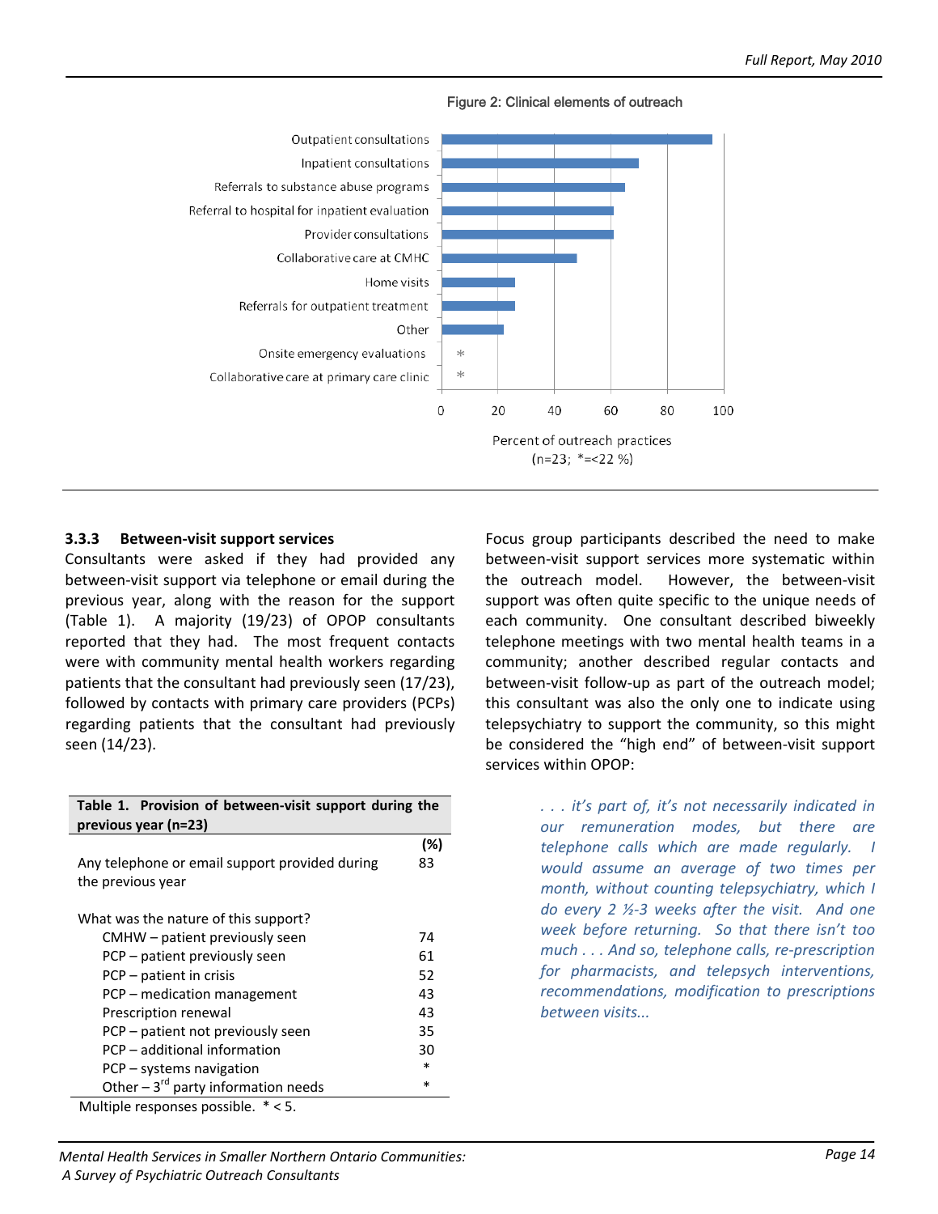Figure 2: Clinical elements of outreach

| Clinical element | Percent of outreach practices |
|---|---|
| Outpatient consultations | ~96 |
| Inpatient consultations | ~70 |
| Referrals to substance abuse programs | ~65 |
| Referral to hospital for inpatient evaluation | ~61 |
| Provider consultations | ~61 |
| Collaborative care at CMHC | ~48 |
| Home visits | ~26 |
| Referrals for outpatient treatment | ~26 |
| Other | ~22 |
| Onsite emergency evaluations | * |
| Collaborative care at primary care clinic | * |

Percent of outreach practices (n=23; *=<22 %)

### 3.3.3 Between-visit support services

Consultants were asked if they had provided any between-visit support via telephone or email during the previous year, along with the reason for the support (Table 1). A majority (19/23) of OPOP consultants reported that they had. The most frequent contacts were with community mental health workers regarding patients that the consultant had previously seen (17/23), followed by contacts with primary care providers (PCPs) regarding patients that the consultant had previously seen (14/23).

**Table 1. Provision of between-visit support during the previous year (n=23)**

| | (%) |
|---|---|
| Any telephone or email support provided during the previous year | 83 |
| What was the nature of this support? | |
| CMHW – patient previously seen | 74 |
| PCP – patient previously seen | 61 |
| PCP – patient in crisis | 52 |
| PCP – medication management | 43 |
| Prescription renewal | 43 |
| PCP – patient not previously seen | 35 |
| PCP – additional information | 30 |
| PCP – systems navigation | * |
| Other – 3rd party information needs | * |

Multiple responses possible. * < 5.

Focus group participants described the need to make between-visit support services more systematic within the outreach model. However, the between-visit support was often quite specific to the unique needs of each community. One consultant described biweekly telephone meetings with two mental health teams in a community; another described regular contacts and between-visit follow-up as part of the outreach model; this consultant was also the only one to indicate using telepsychiatry to support the community, so this might be considered the "high end" of between-visit support services within OPOP:

> *. . . it's part of, it's not necessarily indicated in our remuneration modes, but there are telephone calls which are made regularly. I would assume an average of two times per month, without counting telepsychiatry, which I do every 2 ½-3 weeks after the visit. And one week before returning. So that there isn't too much . . . And so, telephone calls, re-prescription for pharmacists, and telepsych interventions, recommendations, modification to prescriptions between visits...*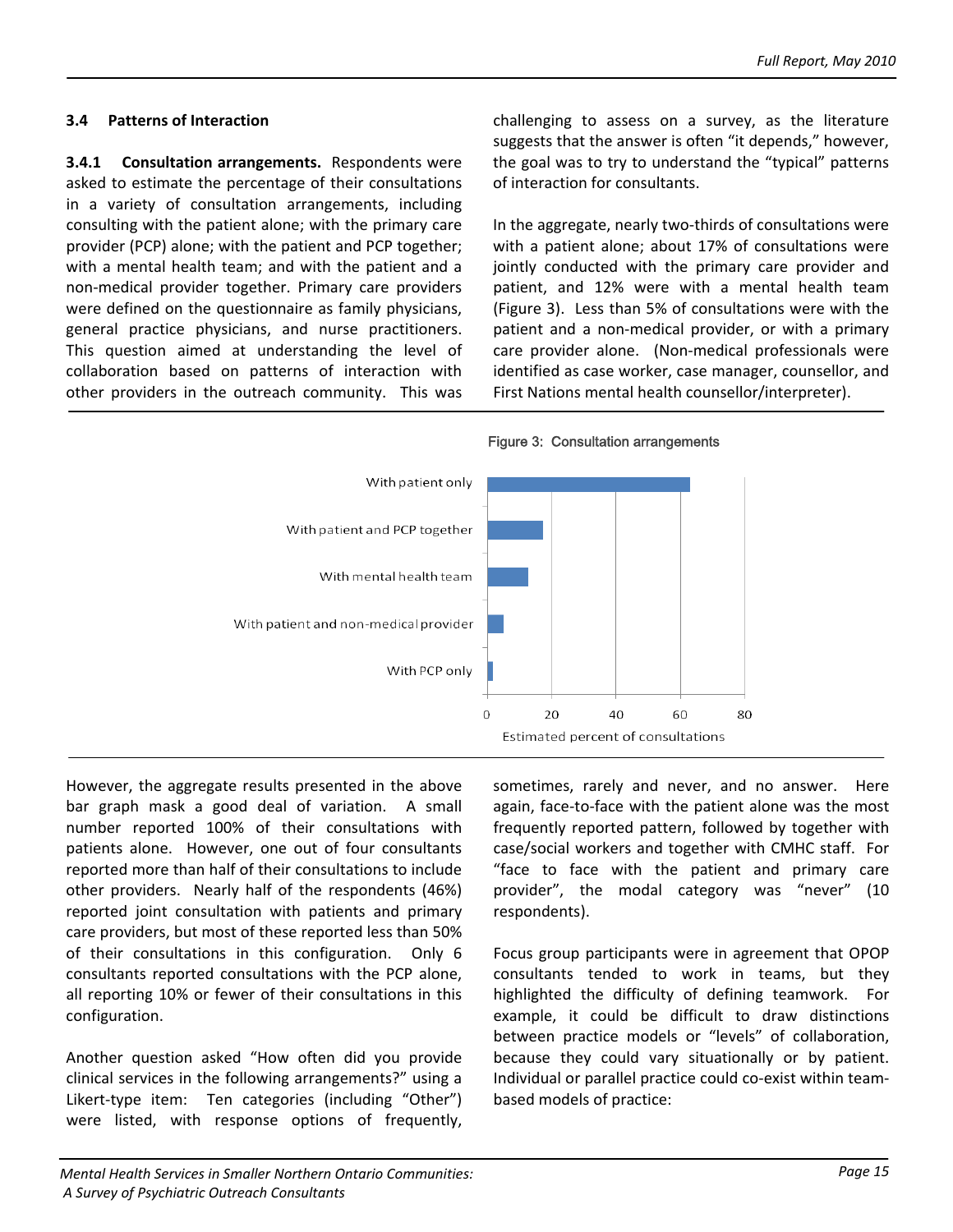### 3.4 Patterns of Interaction

**3.4.1 Consultation arrangements.** Respondents were asked to estimate the percentage of their consultations in a variety of consultation arrangements, including consulting with the patient alone; with the primary care provider (PCP) alone; with the patient and PCP together; with a mental health team; and with the patient and a non-medical provider together. Primary care providers were defined on the questionnaire as family physicians, general practice physicians, and nurse practitioners. This question aimed at understanding the level of collaboration based on patterns of interaction with other providers in the outreach community. This was challenging to assess on a survey, as the literature suggests that the answer is often "it depends," however, the goal was to try to understand the "typical" patterns of interaction for consultants.

In the aggregate, nearly two-thirds of consultations were with a patient alone; about 17% of consultations were jointly conducted with the primary care provider and patient, and 12% were with a mental health team (Figure 3). Less than 5% of consultations were with the patient and a non-medical provider, or with a primary care provider alone. (Non-medical professionals were identified as case worker, case manager, counsellor, and First Nations mental health counsellor/interpreter).

Figure 3: Consultation arrangements

| Arrangement | Estimated percent of consultations |
|---|---|
| With patient only | ~63 |
| With patient and PCP together | ~17 |
| With mental health team | ~12 |
| With patient and non-medical provider | ~5 |
| With PCP only | ~1 |

However, the aggregate results presented in the above bar graph mask a good deal of variation. A small number reported 100% of their consultations with patients alone. However, one out of four consultants reported more than half of their consultations to include other providers. Nearly half of the respondents (46%) reported joint consultation with patients and primary care providers, but most of these reported less than 50% of their consultations in this configuration. Only 6 consultants reported consultations with the PCP alone, all reporting 10% or fewer of their consultations in this configuration.

Another question asked "How often did you provide clinical services in the following arrangements?" using a Likert-type item: Ten categories (including "Other") were listed, with response options of frequently, sometimes, rarely and never, and no answer. Here again, face-to-face with the patient alone was the most frequently reported pattern, followed by together with case/social workers and together with CMHC staff. For "face to face with the patient and primary care provider", the modal category was "never" (10 respondents).

Focus group participants were in agreement that OPOP consultants tended to work in teams, but they highlighted the difficulty of defining teamwork. For example, it could be difficult to draw distinctions between practice models or "levels" of collaboration, because they could vary situationally or by patient. Individual or parallel practice could co-exist within team-based models of practice: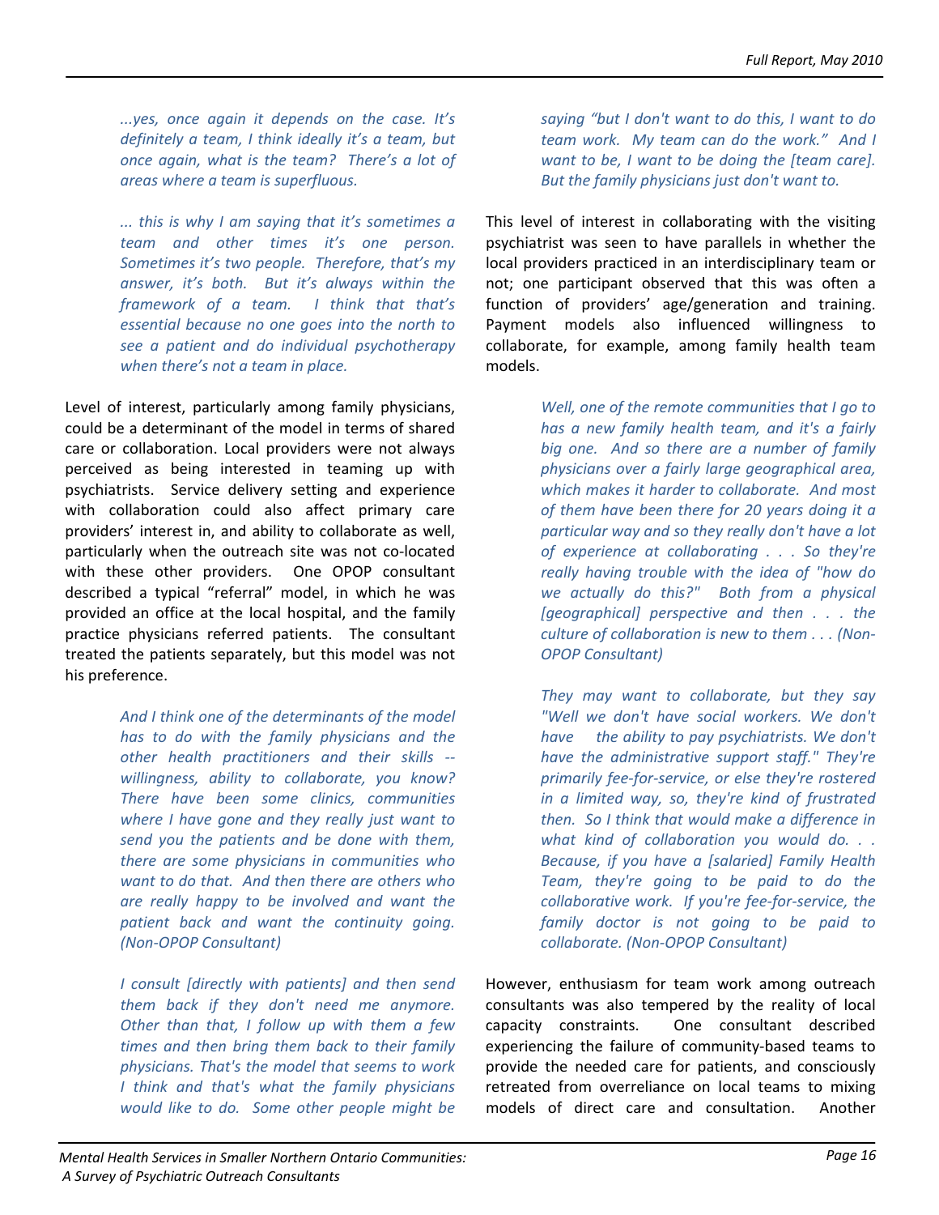*...yes, once again it depends on the case. It's definitely a team, I think ideally it's a team, but once again, what is the team? There's a lot of areas where a team is superfluous.*

*... this is why I am saying that it's sometimes a team and other times it's one person. Sometimes it's two people. Therefore, that's my answer, it's both. But it's always within the framework of a team. I think that that's essential because no one goes into the north to see a patient and do individual psychotherapy when there's not a team in place.*

Level of interest, particularly among family physicians, could be a determinant of the model in terms of shared care or collaboration. Local providers were not always perceived as being interested in teaming up with psychiatrists. Service delivery setting and experience with collaboration could also affect primary care providers' interest in, and ability to collaborate as well, particularly when the outreach site was not co-located with these other providers. One OPOP consultant described a typical "referral" model, in which he was provided an office at the local hospital, and the family practice physicians referred patients. The consultant treated the patients separately, but this model was not his preference.

*And I think one of the determinants of the model has to do with the family physicians and the other health practitioners and their skills -- willingness, ability to collaborate, you know? There have been some clinics, communities where I have gone and they really just want to send you the patients and be done with them, there are some physicians in communities who want to do that. And then there are others who are really happy to be involved and want the patient back and want the continuity going. (Non-OPOP Consultant)*

*I consult [directly with patients] and then send them back if they don't need me anymore. Other than that, I follow up with them a few times and then bring them back to their family physicians. That's the model that seems to work I think and that's what the family physicians would like to do. Some other people might be saying "but I don't want to do this, I want to do team work. My team can do the work." And I want to be, I want to be doing the [team care]. But the family physicians just don't want to.*

This level of interest in collaborating with the visiting psychiatrist was seen to have parallels in whether the local providers practiced in an interdisciplinary team or not; one participant observed that this was often a function of providers' age/generation and training. Payment models also influenced willingness to collaborate, for example, among family health team models.

*Well, one of the remote communities that I go to has a new family health team, and it's a fairly big one. And so there are a number of family physicians over a fairly large geographical area, which makes it harder to collaborate. And most of them have been there for 20 years doing it a particular way and so they really don't have a lot of experience at collaborating . . . So they're really having trouble with the idea of "how do we actually do this?" Both from a physical [geographical] perspective and then . . . the culture of collaboration is new to them . . . (Non-OPOP Consultant)*

*They may want to collaborate, but they say "Well we don't have social workers. We don't have the ability to pay psychiatrists. We don't have the administrative support staff." They're primarily fee-for-service, or else they're rostered in a limited way, so, they're kind of frustrated then. So I think that would make a difference in what kind of collaboration you would do. . . Because, if you have a [salaried] Family Health Team, they're going to be paid to do the collaborative work. If you're fee-for-service, the family doctor is not going to be paid to collaborate. (Non-OPOP Consultant)*

However, enthusiasm for team work among outreach consultants was also tempered by the reality of local capacity constraints. One consultant described experiencing the failure of community-based teams to provide the needed care for patients, and consciously retreated from overreliance on local teams to mixing models of direct care and consultation. Another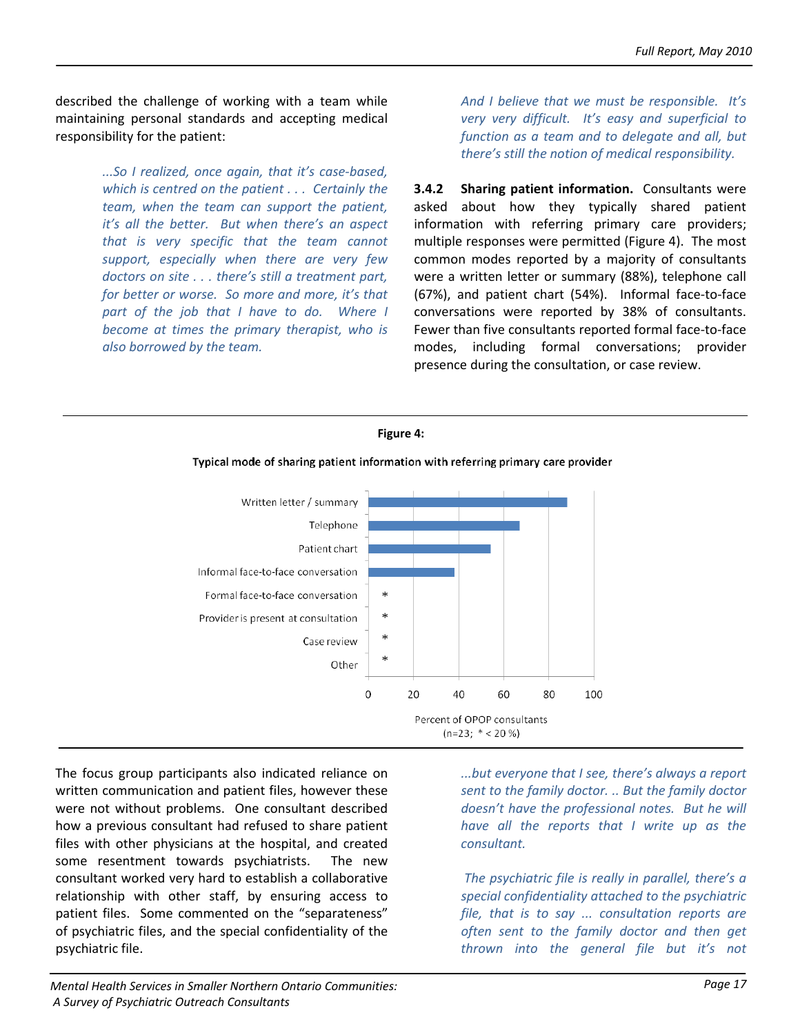described the challenge of working with a team while maintaining personal standards and accepting medical responsibility for the patient:

> *...So I realized, once again, that it's case-based, which is centred on the patient . . . Certainly the team, when the team can support the patient, it's all the better. But when there's an aspect that is very specific that the team cannot support, especially when there are very few doctors on site . . . there's still a treatment part, for better or worse. So more and more, it's that part of the job that I have to do. Where I become at times the primary therapist, who is also borrowed by the team.*
>
> *And I believe that we must be responsible. It's very very difficult. It's easy and superficial to function as a team and to delegate and all, but there's still the notion of medical responsibility.*

**3.4.2 Sharing patient information.** Consultants were asked about how they typically shared patient information with referring primary care providers; multiple responses were permitted (Figure 4). The most common modes reported by a majority of consultants were a written letter or summary (88%), telephone call (67%), and patient chart (54%). Informal face-to-face conversations were reported by 38% of consultants. Fewer than five consultants reported formal face-to-face modes, including formal conversations; provider presence during the consultation, or case review.

**Figure 4:**

**Typical mode of sharing patient information with referring primary care provider**

| Mode | Percent of OPOP consultants |
|---|---|
| Written letter / summary | 88 |
| Telephone | 67 |
| Patient chart | 54 |
| Informal face-to-face conversation | 38 |
| Formal face-to-face conversation | * |
| Provider is present at consultation | * |
| Case review | * |
| Other | * |

Percent of OPOP consultants
(n=23; * < 20 %)

The focus group participants also indicated reliance on written communication and patient files, however these were not without problems. One consultant described how a previous consultant had refused to share patient files with other physicians at the hospital, and created some resentment towards psychiatrists. The new consultant worked very hard to establish a collaborative relationship with other staff, by ensuring access to patient files. Some commented on the "separateness" of psychiatric files, and the special confidentiality of the psychiatric file.

> *...but everyone that I see, there's always a report sent to the family doctor. .. But the family doctor doesn't have the professional notes. But he will have all the reports that I write up as the consultant.*
>
> *The psychiatric file is really in parallel, there's a special confidentiality attached to the psychiatric file, that is to say ... consultation reports are often sent to the family doctor and then get thrown into the general file but it's not*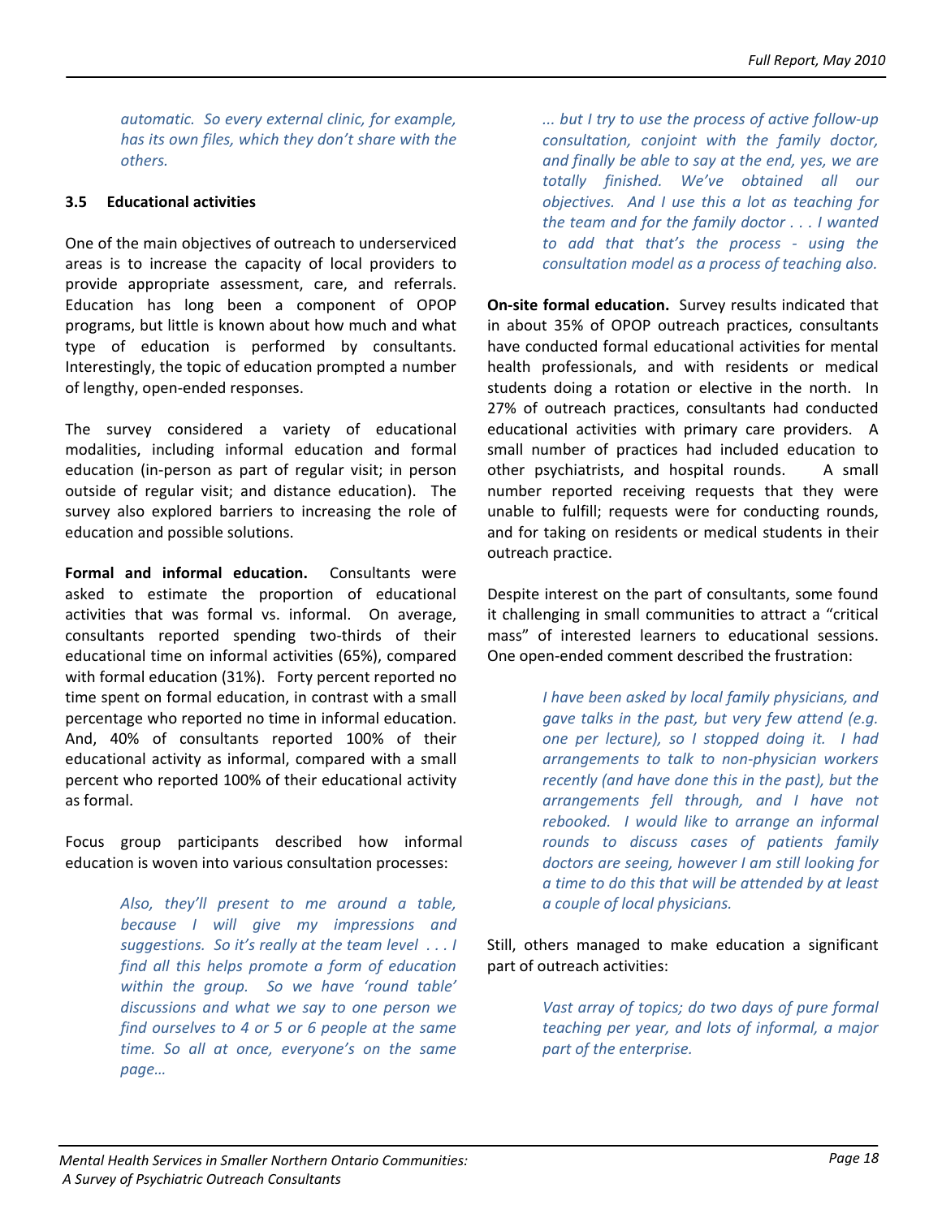*automatic. So every external clinic, for example, has its own files, which they don't share with the others.*

### 3.5 Educational activities

One of the main objectives of outreach to underserviced areas is to increase the capacity of local providers to provide appropriate assessment, care, and referrals. Education has long been a component of OPOP programs, but little is known about how much and what type of education is performed by consultants. Interestingly, the topic of education prompted a number of lengthy, open-ended responses.

The survey considered a variety of educational modalities, including informal education and formal education (in-person as part of regular visit; in person outside of regular visit; and distance education). The survey also explored barriers to increasing the role of education and possible solutions.

**Formal and informal education.** Consultants were asked to estimate the proportion of educational activities that was formal vs. informal. On average, consultants reported spending two-thirds of their educational time on informal activities (65%), compared with formal education (31%). Forty percent reported no time spent on formal education, in contrast with a small percentage who reported no time in informal education. And, 40% of consultants reported 100% of their educational activity as informal, compared with a small percent who reported 100% of their educational activity as formal.

Focus group participants described how informal education is woven into various consultation processes:

> *Also, they'll present to me around a table, because I will give my impressions and suggestions. So it's really at the team level . . . I find all this helps promote a form of education within the group. So we have 'round table' discussions and what we say to one person we find ourselves to 4 or 5 or 6 people at the same time. So all at once, everyone's on the same page…*

> *... but I try to use the process of active follow-up consultation, conjoint with the family doctor, and finally be able to say at the end, yes, we are totally finished. We've obtained all our objectives. And I use this a lot as teaching for the team and for the family doctor . . . I wanted to add that that's the process - using the consultation model as a process of teaching also.*

**On-site formal education.** Survey results indicated that in about 35% of OPOP outreach practices, consultants have conducted formal educational activities for mental health professionals, and with residents or medical students doing a rotation or elective in the north. In 27% of outreach practices, consultants had conducted educational activities with primary care providers. A small number of practices had included education to other psychiatrists, and hospital rounds. A small number reported receiving requests that they were unable to fulfill; requests were for conducting rounds, and for taking on residents or medical students in their outreach practice.

Despite interest on the part of consultants, some found it challenging in small communities to attract a "critical mass" of interested learners to educational sessions. One open-ended comment described the frustration:

> *I have been asked by local family physicians, and gave talks in the past, but very few attend (e.g. one per lecture), so I stopped doing it. I had arrangements to talk to non-physician workers recently (and have done this in the past), but the arrangements fell through, and I have not rebooked. I would like to arrange an informal rounds to discuss cases of patients family doctors are seeing, however I am still looking for a time to do this that will be attended by at least a couple of local physicians.*

Still, others managed to make education a significant part of outreach activities:

> *Vast array of topics; do two days of pure formal teaching per year, and lots of informal, a major part of the enterprise.*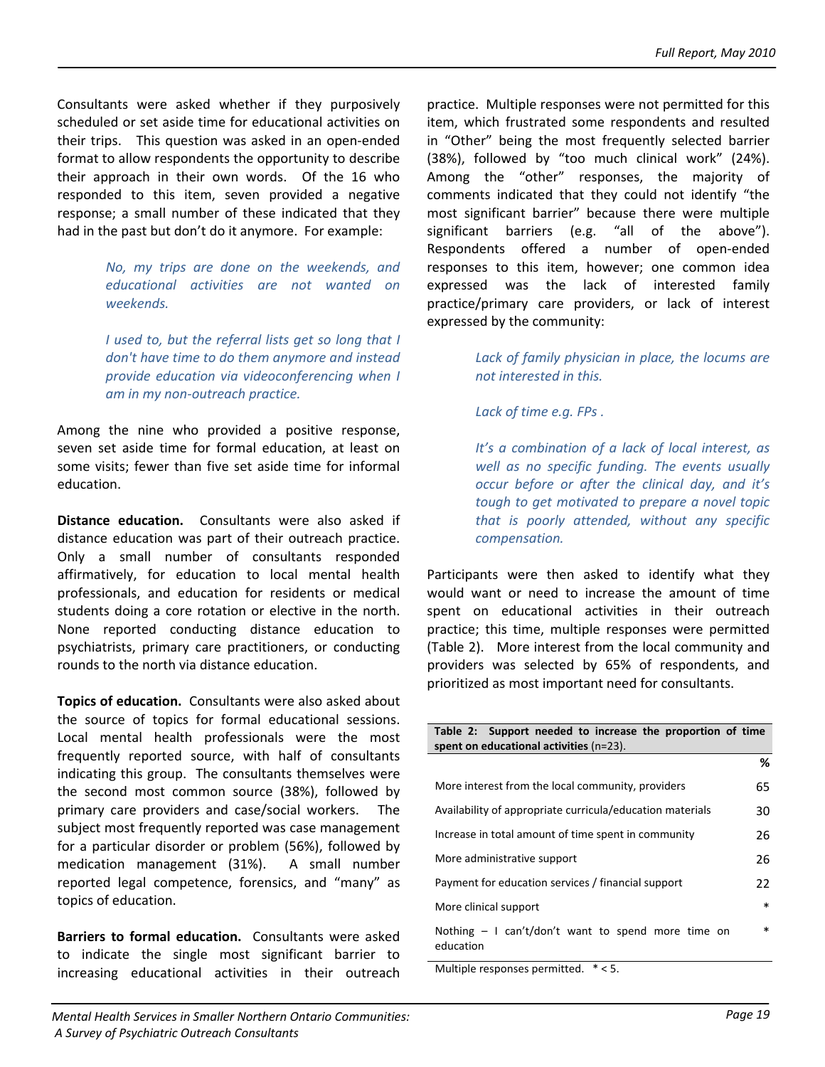Consultants were asked whether if they purposively scheduled or set aside time for educational activities on their trips. This question was asked in an open-ended format to allow respondents the opportunity to describe their approach in their own words. Of the 16 who responded to this item, seven provided a negative response; a small number of these indicated that they had in the past but don't do it anymore. For example:

> *No, my trips are done on the weekends, and educational activities are not wanted on weekends.*
>
> *I used to, but the referral lists get so long that I don't have time to do them anymore and instead provide education via videoconferencing when I am in my non-outreach practice.*

Among the nine who provided a positive response, seven set aside time for formal education, at least on some visits; fewer than five set aside time for informal education.

**Distance education.** Consultants were also asked if distance education was part of their outreach practice. Only a small number of consultants responded affirmatively, for education to local mental health professionals, and education for residents or medical students doing a core rotation or elective in the north. None reported conducting distance education to psychiatrists, primary care practitioners, or conducting rounds to the north via distance education.

**Topics of education.** Consultants were also asked about the source of topics for formal educational sessions. Local mental health professionals were the most frequently reported source, with half of consultants indicating this group. The consultants themselves were the second most common source (38%), followed by primary care providers and case/social workers. The subject most frequently reported was case management for a particular disorder or problem (56%), followed by medication management (31%). A small number reported legal competence, forensics, and "many" as topics of education.

**Barriers to formal education.** Consultants were asked to indicate the single most significant barrier to increasing educational activities in their outreach practice. Multiple responses were not permitted for this item, which frustrated some respondents and resulted in "Other" being the most frequently selected barrier (38%), followed by "too much clinical work" (24%). Among the "other" responses, the majority of comments indicated that they could not identify "the most significant barrier" because there were multiple significant barriers (e.g. "all of the above"). Respondents offered a number of open-ended responses to this item, however; one common idea expressed was the lack of interested family practice/primary care providers, or lack of interest expressed by the community:

> *Lack of family physician in place, the locums are not interested in this.*
>
> *Lack of time e.g. FPs .*
>
> *It's a combination of a lack of local interest, as well as no specific funding. The events usually occur before or after the clinical day, and it's tough to get motivated to prepare a novel topic that is poorly attended, without any specific compensation.*

Participants were then asked to identify what they would want or need to increase the amount of time spent on educational activities in their outreach practice; this time, multiple responses were permitted (Table 2). More interest from the local community and providers was selected by 65% of respondents, and prioritized as most important need for consultants.

**Table 2: Support needed to increase the proportion of time spent on educational activities** (n=23).

| | % |
|---|---|
| More interest from the local community, providers | 65 |
| Availability of appropriate curricula/education materials | 30 |
| Increase in total amount of time spent in community | 26 |
| More administrative support | 26 |
| Payment for education services / financial support | 22 |
| More clinical support | * |
| Nothing – I can't/don't want to spend more time on education | * |

Multiple responses permitted. * < 5.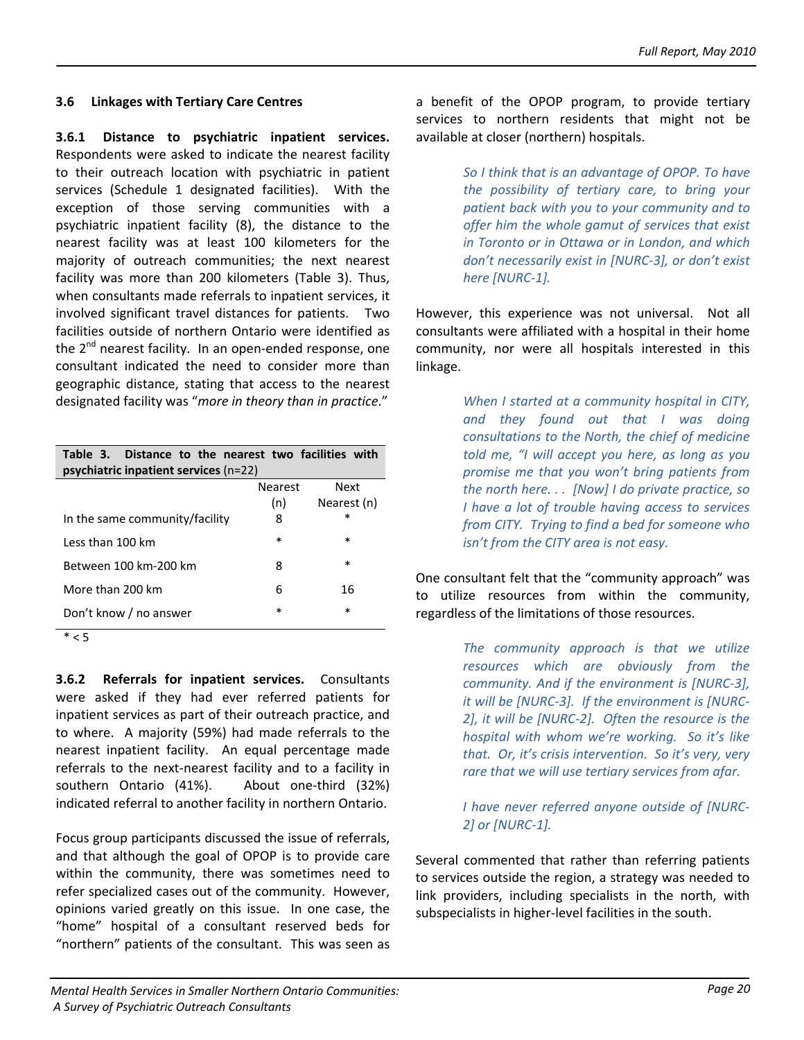### 3.6 Linkages with Tertiary Care Centres

**3.6.1 Distance to psychiatric inpatient services.** Respondents were asked to indicate the nearest facility to their outreach location with psychiatric in patient services (Schedule 1 designated facilities). With the exception of those serving communities with a psychiatric inpatient facility (8), the distance to the nearest facility was at least 100 kilometers for the majority of outreach communities; the next nearest facility was more than 200 kilometers (Table 3). Thus, when consultants made referrals to inpatient services, it involved significant travel distances for patients. Two facilities outside of northern Ontario were identified as the 2nd nearest facility. In an open-ended response, one consultant indicated the need to consider more than geographic distance, stating that access to the nearest designated facility was "*more in theory than in practice*."

| **Table 3. Distance to the nearest two facilities with psychiatric inpatient services** (n=22) | Nearest (n) | Next Nearest (n) |
|---|---|---|
| In the same community/facility | 8 | * |
| Less than 100 km | * | * |
| Between 100 km-200 km | 8 | * |
| More than 200 km | 6 | 16 |
| Don't know / no answer | * | * |

* < 5

**3.6.2 Referrals for inpatient services.** Consultants were asked if they had ever referred patients for inpatient services as part of their outreach practice, and to where. A majority (59%) had made referrals to the nearest inpatient facility. An equal percentage made referrals to the next-nearest facility and to a facility in southern Ontario (41%). About one-third (32%) indicated referral to another facility in northern Ontario.

Focus group participants discussed the issue of referrals, and that although the goal of OPOP is to provide care within the community, there was sometimes need to refer specialized cases out of the community. However, opinions varied greatly on this issue. In one case, the "home" hospital of a consultant reserved beds for "northern" patients of the consultant. This was seen as a benefit of the OPOP program, to provide tertiary services to northern residents that might not be available at closer (northern) hospitals.

> *So I think that is an advantage of OPOP. To have the possibility of tertiary care, to bring your patient back with you to your community and to offer him the whole gamut of services that exist in Toronto or in Ottawa or in London, and which don't necessarily exist in [NURC-3], or don't exist here [NURC-1].*

However, this experience was not universal. Not all consultants were affiliated with a hospital in their home community, nor were all hospitals interested in this linkage.

> *When I started at a community hospital in CITY, and they found out that I was doing consultations to the North, the chief of medicine told me, "I will accept you here, as long as you promise me that you won't bring patients from the north here. . . [Now] I do private practice, so I have a lot of trouble having access to services from CITY. Trying to find a bed for someone who isn't from the CITY area is not easy.*

One consultant felt that the "community approach" was to utilize resources from within the community, regardless of the limitations of those resources.

> *The community approach is that we utilize resources which are obviously from the community. And if the environment is [NURC-3], it will be [NURC-3]. If the environment is [NURC-2], it will be [NURC-2]. Often the resource is the hospital with whom we're working. So it's like that. Or, it's crisis intervention. So it's very, very rare that we will use tertiary services from afar.*
>
> *I have never referred anyone outside of [NURC-2] or [NURC-1].*

Several commented that rather than referring patients to services outside the region, a strategy was needed to link providers, including specialists in the north, with subspecialists in higher-level facilities in the south.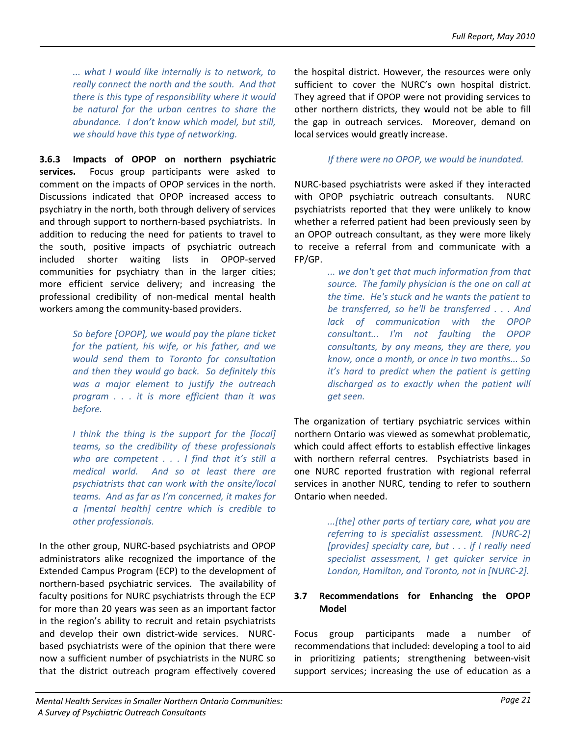*... what I would like internally is to network, to really connect the north and the south. And that there is this type of responsibility where it would be natural for the urban centres to share the abundance. I don't know which model, but still, we should have this type of networking.*

**3.6.3 Impacts of OPOP on northern psychiatric services.** Focus group participants were asked to comment on the impacts of OPOP services in the north. Discussions indicated that OPOP increased access to psychiatry in the north, both through delivery of services and through support to northern-based psychiatrists. In addition to reducing the need for patients to travel to the south, positive impacts of psychiatric outreach included shorter waiting lists in OPOP-served communities for psychiatry than in the larger cities; more efficient service delivery; and increasing the professional credibility of non-medical mental health workers among the community-based providers.

*So before [OPOP], we would pay the plane ticket for the patient, his wife, or his father, and we would send them to Toronto for consultation and then they would go back. So definitely this was a major element to justify the outreach program . . . it is more efficient than it was before.*

*I think the thing is the support for the [local] teams, so the credibility of these professionals who are competent . . . I find that it's still a medical world. And so at least there are psychiatrists that can work with the onsite/local teams. And as far as I'm concerned, it makes for a [mental health] centre which is credible to other professionals.*

In the other group, NURC-based psychiatrists and OPOP administrators alike recognized the importance of the Extended Campus Program (ECP) to the development of northern-based psychiatric services. The availability of faculty positions for NURC psychiatrists through the ECP for more than 20 years was seen as an important factor in the region's ability to recruit and retain psychiatrists and develop their own district-wide services. NURC-based psychiatrists were of the opinion that there were now a sufficient number of psychiatrists in the NURC so that the district outreach program effectively covered the hospital district. However, the resources were only sufficient to cover the NURC's own hospital district. They agreed that if OPOP were not providing services to other northern districts, they would not be able to fill the gap in outreach services. Moreover, demand on local services would greatly increase.

*If there were no OPOP, we would be inundated.*

NURC-based psychiatrists were asked if they interacted with OPOP psychiatric outreach consultants. NURC psychiatrists reported that they were unlikely to know whether a referred patient had been previously seen by an OPOP outreach consultant, as they were more likely to receive a referral from and communicate with a FP/GP.

*... we don't get that much information from that source. The family physician is the one on call at the time. He's stuck and he wants the patient to be transferred, so he'll be transferred . . . And lack of communication with the OPOP consultant... I'm not faulting the OPOP consultants, by any means, they are there, you know, once a month, or once in two months... So it's hard to predict when the patient is getting discharged as to exactly when the patient will get seen.*

The organization of tertiary psychiatric services within northern Ontario was viewed as somewhat problematic, which could affect efforts to establish effective linkages with northern referral centres. Psychiatrists based in one NURC reported frustration with regional referral services in another NURC, tending to refer to southern Ontario when needed.

*...[the] other parts of tertiary care, what you are referring to is specialist assessment. [NURC-2] [provides] specialty care, but . . . if I really need specialist assessment, I get quicker service in London, Hamilton, and Toronto, not in [NURC-2].*

### 3.7 Recommendations for Enhancing the OPOP Model

Focus group participants made a number of recommendations that included: developing a tool to aid in prioritizing patients; strengthening between-visit support services; increasing the use of education as a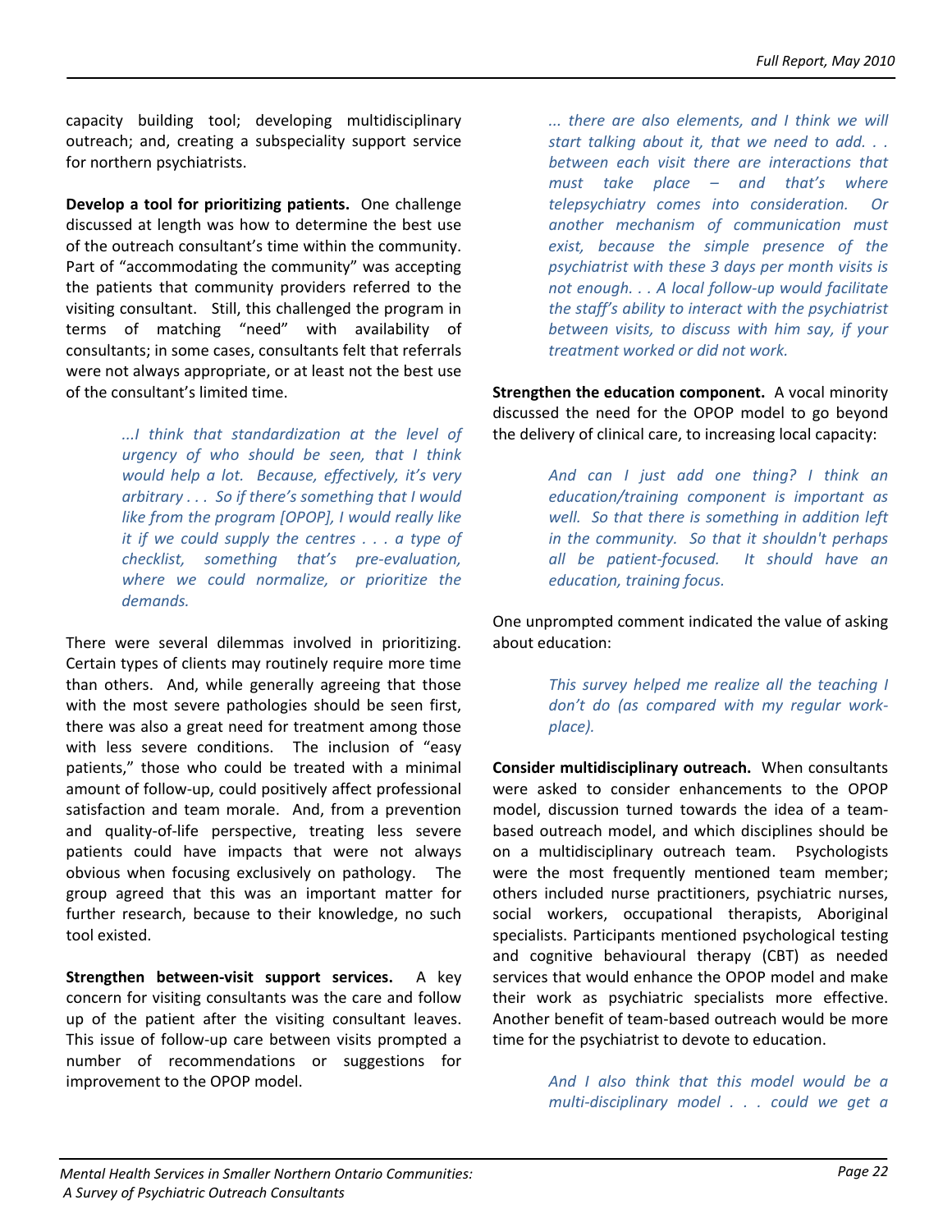capacity building tool; developing multidisciplinary outreach; and, creating a subspeciality support service for northern psychiatrists.

**Develop a tool for prioritizing patients.** One challenge discussed at length was how to determine the best use of the outreach consultant's time within the community. Part of "accommodating the community" was accepting the patients that community providers referred to the visiting consultant. Still, this challenged the program in terms of matching "need" with availability of consultants; in some cases, consultants felt that referrals were not always appropriate, or at least not the best use of the consultant's limited time.

> *...I think that standardization at the level of urgency of who should be seen, that I think would help a lot. Because, effectively, it's very arbitrary . . . So if there's something that I would like from the program [OPOP], I would really like it if we could supply the centres . . . a type of checklist, something that's pre-evaluation, where we could normalize, or prioritize the demands.*

There were several dilemmas involved in prioritizing. Certain types of clients may routinely require more time than others. And, while generally agreeing that those with the most severe pathologies should be seen first, there was also a great need for treatment among those with less severe conditions. The inclusion of "easy patients," those who could be treated with a minimal amount of follow-up, could positively affect professional satisfaction and team morale. And, from a prevention and quality-of-life perspective, treating less severe patients could have impacts that were not always obvious when focusing exclusively on pathology. The group agreed that this was an important matter for further research, because to their knowledge, no such tool existed.

**Strengthen between-visit support services.** A key concern for visiting consultants was the care and follow up of the patient after the visiting consultant leaves. This issue of follow-up care between visits prompted a number of recommendations or suggestions for improvement to the OPOP model.

> *... there are also elements, and I think we will start talking about it, that we need to add. . . between each visit there are interactions that must take place – and that's where telepsychiatry comes into consideration. Or another mechanism of communication must exist, because the simple presence of the psychiatrist with these 3 days per month visits is not enough. . . A local follow-up would facilitate the staff's ability to interact with the psychiatrist between visits, to discuss with him say, if your treatment worked or did not work.*

**Strengthen the education component.** A vocal minority discussed the need for the OPOP model to go beyond the delivery of clinical care, to increasing local capacity:

> *And can I just add one thing? I think an education/training component is important as well. So that there is something in addition left in the community. So that it shouldn't perhaps all be patient-focused. It should have an education, training focus.*

One unprompted comment indicated the value of asking about education:

> *This survey helped me realize all the teaching I don't do (as compared with my regular work-place).*

**Consider multidisciplinary outreach.** When consultants were asked to consider enhancements to the OPOP model, discussion turned towards the idea of a team-based outreach model, and which disciplines should be on a multidisciplinary outreach team. Psychologists were the most frequently mentioned team member; others included nurse practitioners, psychiatric nurses, social workers, occupational therapists, Aboriginal specialists. Participants mentioned psychological testing and cognitive behavioural therapy (CBT) as needed services that would enhance the OPOP model and make their work as psychiatric specialists more effective. Another benefit of team-based outreach would be more time for the psychiatrist to devote to education.

> *And I also think that this model would be a multi-disciplinary model . . . could we get a*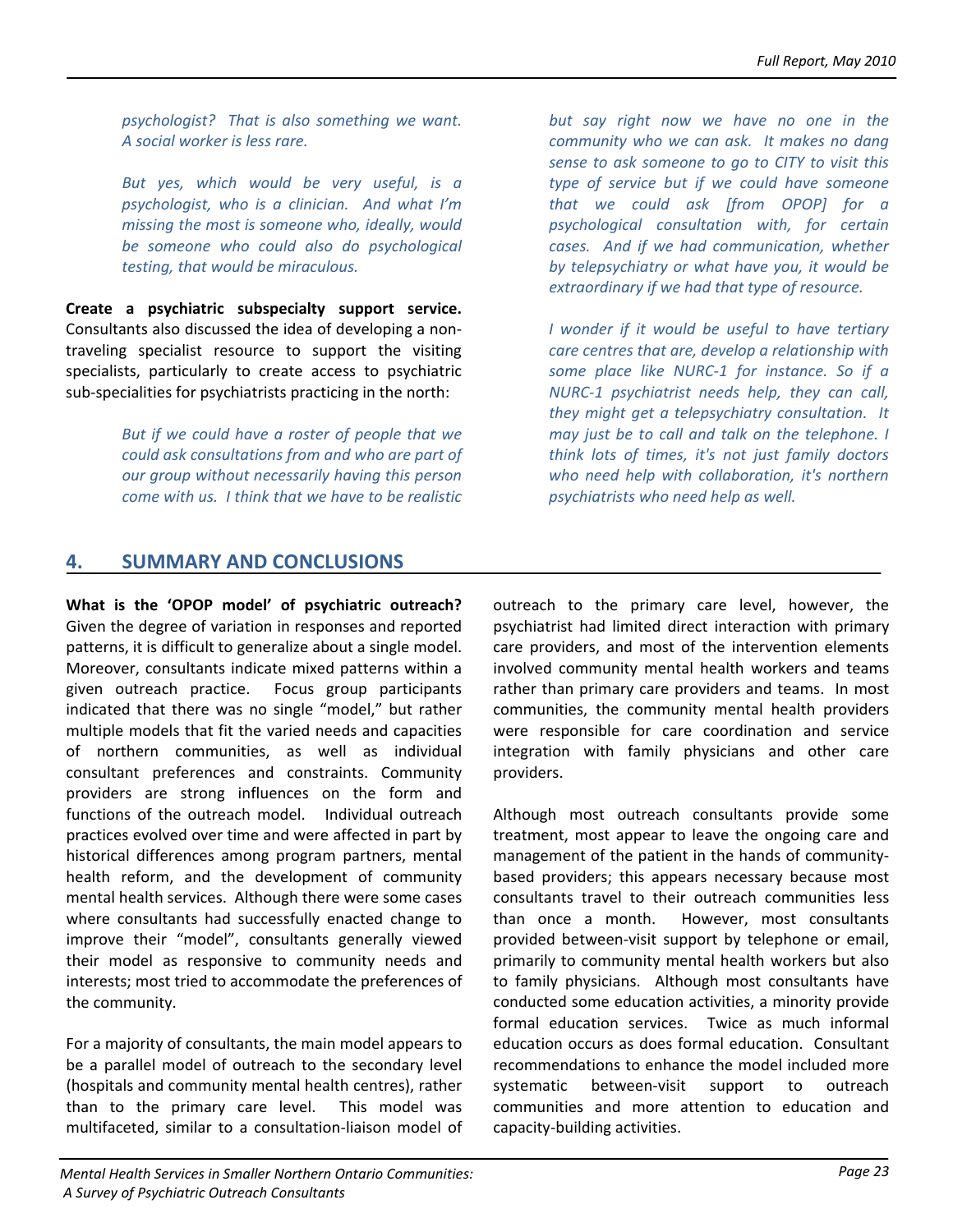*psychologist? That is also something we want. A social worker is less rare.*

*But yes, which would be very useful, is a psychologist, who is a clinician. And what I'm missing the most is someone who, ideally, would be someone who could also do psychological testing, that would be miraculous.*

**Create a psychiatric subspecialty support service.** Consultants also discussed the idea of developing a non-traveling specialist resource to support the visiting specialists, particularly to create access to psychiatric sub-specialities for psychiatrists practicing in the north:

*But if we could have a roster of people that we could ask consultations from and who are part of our group without necessarily having this person come with us. I think that we have to be realistic but say right now we have no one in the community who we can ask. It makes no dang sense to ask someone to go to CITY to visit this type of service but if we could have someone that we could ask [from OPOP] for a psychological consultation with, for certain cases. And if we had communication, whether by telepsychiatry or what have you, it would be extraordinary if we had that type of resource.*

*I wonder if it would be useful to have tertiary care centres that are, develop a relationship with some place like NURC-1 for instance. So if a NURC-1 psychiatrist needs help, they can call, they might get a telepsychiatry consultation. It may just be to call and talk on the telephone. I think lots of times, it's not just family doctors who need help with collaboration, it's northern psychiatrists who need help as well.*

## 4. SUMMARY AND CONCLUSIONS

**What is the 'OPOP model' of psychiatric outreach?** Given the degree of variation in responses and reported patterns, it is difficult to generalize about a single model. Moreover, consultants indicate mixed patterns within a given outreach practice. Focus group participants indicated that there was no single "model," but rather multiple models that fit the varied needs and capacities of northern communities, as well as individual consultant preferences and constraints. Community providers are strong influences on the form and functions of the outreach model. Individual outreach practices evolved over time and were affected in part by historical differences among program partners, mental health reform, and the development of community mental health services. Although there were some cases where consultants had successfully enacted change to improve their "model", consultants generally viewed their model as responsive to community needs and interests; most tried to accommodate the preferences of the community.

For a majority of consultants, the main model appears to be a parallel model of outreach to the secondary level (hospitals and community mental health centres), rather than to the primary care level. This model was multifaceted, similar to a consultation-liaison model of outreach to the primary care level, however, the psychiatrist had limited direct interaction with primary care providers, and most of the intervention elements involved community mental health workers and teams rather than primary care providers and teams. In most communities, the community mental health providers were responsible for care coordination and service integration with family physicians and other care providers.

Although most outreach consultants provide some treatment, most appear to leave the ongoing care and management of the patient in the hands of community-based providers; this appears necessary because most consultants travel to their outreach communities less than once a month. However, most consultants provided between-visit support by telephone or email, primarily to community mental health workers but also to family physicians. Although most consultants have conducted some education activities, a minority provide formal education services. Twice as much informal education occurs as does formal education. Consultant recommendations to enhance the model included more systematic between-visit support to outreach communities and more attention to education and capacity-building activities.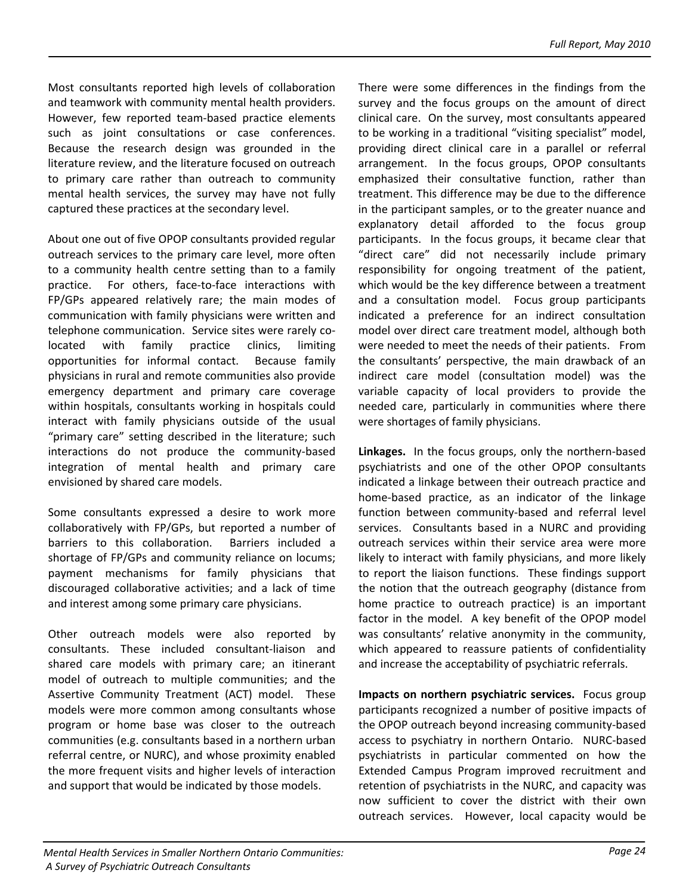Most consultants reported high levels of collaboration and teamwork with community mental health providers. However, few reported team-based practice elements such as joint consultations or case conferences. Because the research design was grounded in the literature review, and the literature focused on outreach to primary care rather than outreach to community mental health services, the survey may have not fully captured these practices at the secondary level.

About one out of five OPOP consultants provided regular outreach services to the primary care level, more often to a community health centre setting than to a family practice. For others, face-to-face interactions with FP/GPs appeared relatively rare; the main modes of communication with family physicians were written and telephone communication. Service sites were rarely co-located with family practice clinics, limiting opportunities for informal contact. Because family physicians in rural and remote communities also provide emergency department and primary care coverage within hospitals, consultants working in hospitals could interact with family physicians outside of the usual "primary care" setting described in the literature; such interactions do not produce the community-based integration of mental health and primary care envisioned by shared care models.

Some consultants expressed a desire to work more collaboratively with FP/GPs, but reported a number of barriers to this collaboration. Barriers included a shortage of FP/GPs and community reliance on locums; payment mechanisms for family physicians that discouraged collaborative activities; and a lack of time and interest among some primary care physicians.

Other outreach models were also reported by consultants. These included consultant-liaison and shared care models with primary care; an itinerant model of outreach to multiple communities; and the Assertive Community Treatment (ACT) model. These models were more common among consultants whose program or home base was closer to the outreach communities (e.g. consultants based in a northern urban referral centre, or NURC), and whose proximity enabled the more frequent visits and higher levels of interaction and support that would be indicated by those models.

There were some differences in the findings from the survey and the focus groups on the amount of direct clinical care. On the survey, most consultants appeared to be working in a traditional "visiting specialist" model, providing direct clinical care in a parallel or referral arrangement. In the focus groups, OPOP consultants emphasized their consultative function, rather than treatment. This difference may be due to the difference in the participant samples, or to the greater nuance and explanatory detail afforded to the focus group participants. In the focus groups, it became clear that "direct care" did not necessarily include primary responsibility for ongoing treatment of the patient, which would be the key difference between a treatment and a consultation model. Focus group participants indicated a preference for an indirect consultation model over direct care treatment model, although both were needed to meet the needs of their patients. From the consultants' perspective, the main drawback of an indirect care model (consultation model) was the variable capacity of local providers to provide the needed care, particularly in communities where there were shortages of family physicians.

**Linkages.** In the focus groups, only the northern-based psychiatrists and one of the other OPOP consultants indicated a linkage between their outreach practice and home-based practice, as an indicator of the linkage function between community-based and referral level services. Consultants based in a NURC and providing outreach services within their service area were more likely to interact with family physicians, and more likely to report the liaison functions. These findings support the notion that the outreach geography (distance from home practice to outreach practice) is an important factor in the model. A key benefit of the OPOP model was consultants' relative anonymity in the community, which appeared to reassure patients of confidentiality and increase the acceptability of psychiatric referrals.

**Impacts on northern psychiatric services.** Focus group participants recognized a number of positive impacts of the OPOP outreach beyond increasing community-based access to psychiatry in northern Ontario. NURC-based psychiatrists in particular commented on how the Extended Campus Program improved recruitment and retention of psychiatrists in the NURC, and capacity was now sufficient to cover the district with their own outreach services. However, local capacity would be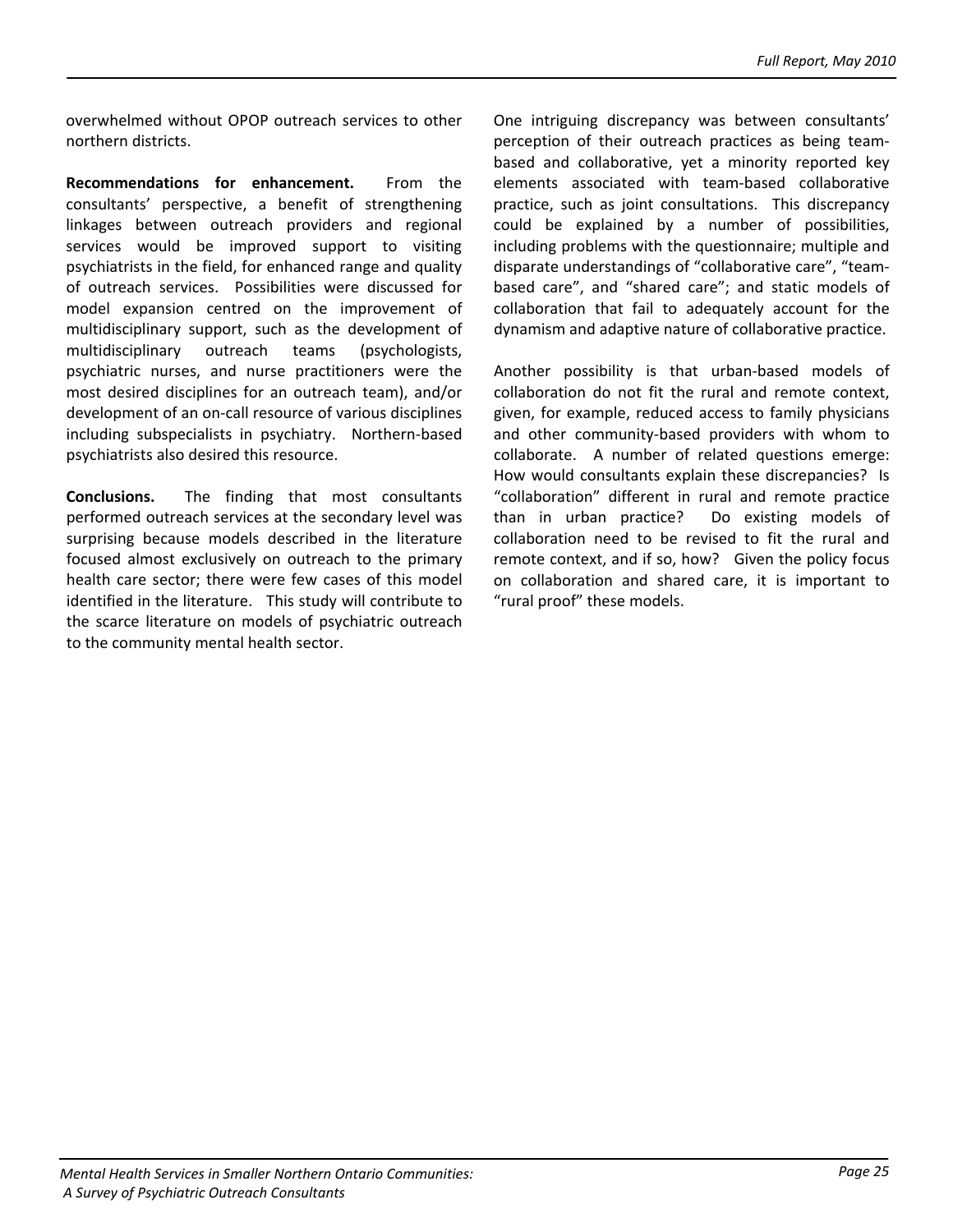overwhelmed without OPOP outreach services to other northern districts.

**Recommendations for enhancement.** From the consultants' perspective, a benefit of strengthening linkages between outreach providers and regional services would be improved support to visiting psychiatrists in the field, for enhanced range and quality of outreach services. Possibilities were discussed for model expansion centred on the improvement of multidisciplinary support, such as the development of multidisciplinary outreach teams (psychologists, psychiatric nurses, and nurse practitioners were the most desired disciplines for an outreach team), and/or development of an on-call resource of various disciplines including subspecialists in psychiatry. Northern-based psychiatrists also desired this resource.

**Conclusions.** The finding that most consultants performed outreach services at the secondary level was surprising because models described in the literature focused almost exclusively on outreach to the primary health care sector; there were few cases of this model identified in the literature. This study will contribute to the scarce literature on models of psychiatric outreach to the community mental health sector.

One intriguing discrepancy was between consultants' perception of their outreach practices as being team-based and collaborative, yet a minority reported key elements associated with team-based collaborative practice, such as joint consultations. This discrepancy could be explained by a number of possibilities, including problems with the questionnaire; multiple and disparate understandings of "collaborative care", "team-based care", and "shared care"; and static models of collaboration that fail to adequately account for the dynamism and adaptive nature of collaborative practice.

Another possibility is that urban-based models of collaboration do not fit the rural and remote context, given, for example, reduced access to family physicians and other community-based providers with whom to collaborate. A number of related questions emerge: How would consultants explain these discrepancies? Is "collaboration" different in rural and remote practice than in urban practice? Do existing models of collaboration need to be revised to fit the rural and remote context, and if so, how? Given the policy focus on collaboration and shared care, it is important to "rural proof" these models.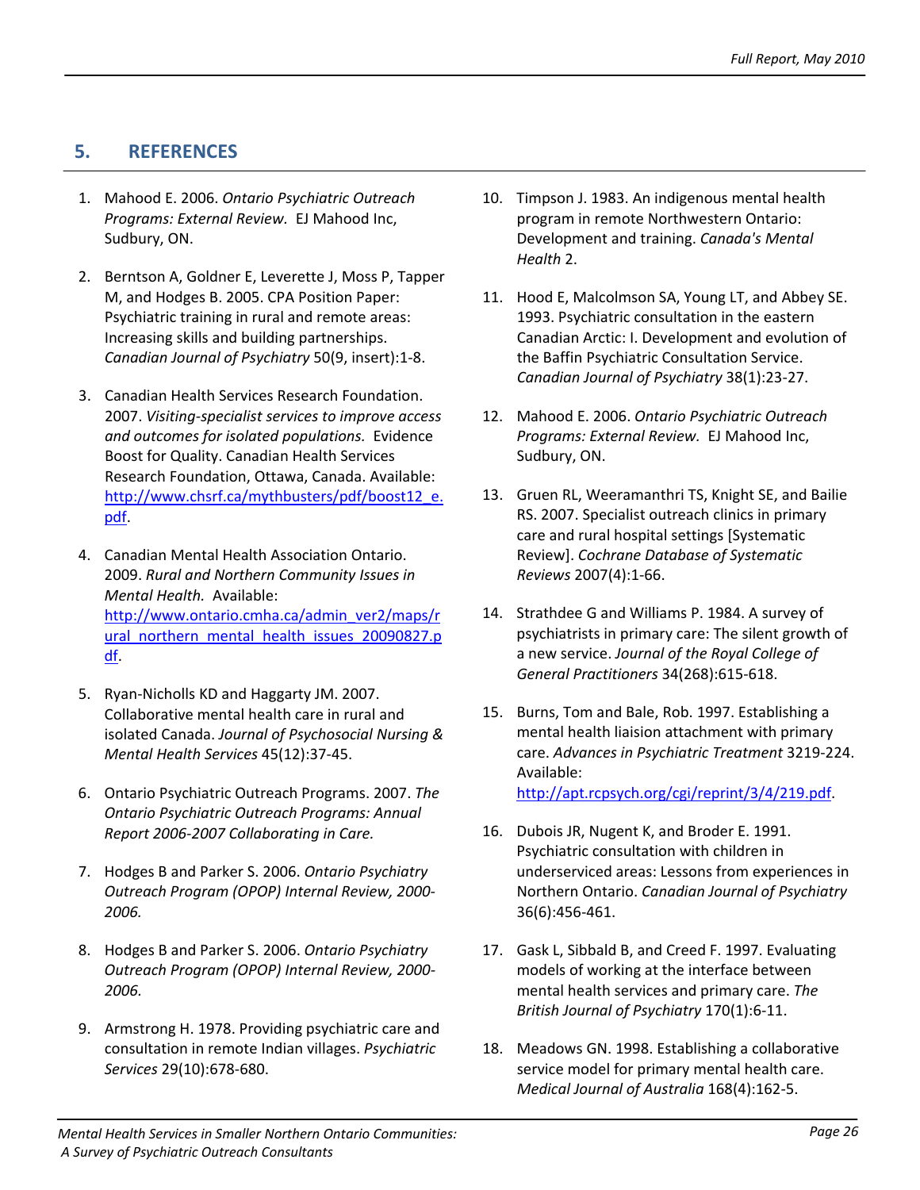## 5. REFERENCES

1. Mahood E. 2006. *Ontario Psychiatric Outreach Programs: External Review.* EJ Mahood Inc, Sudbury, ON.

2. Berntson A, Goldner E, Leverette J, Moss P, Tapper M, and Hodges B. 2005. CPA Position Paper: Psychiatric training in rural and remote areas: Increasing skills and building partnerships. *Canadian Journal of Psychiatry* 50(9, insert):1-8.

3. Canadian Health Services Research Foundation. 2007. *Visiting-specialist services to improve access and outcomes for isolated populations.* Evidence Boost for Quality. Canadian Health Services Research Foundation, Ottawa, Canada. Available: [http://www.chsrf.ca/mythbusters/pdf/boost12_e.pdf](http://www.chsrf.ca/mythbusters/pdf/boost12_e.pdf).

4. Canadian Mental Health Association Ontario. 2009. *Rural and Northern Community Issues in Mental Health.* Available: [http://www.ontario.cmha.ca/admin_ver2/maps/rural_northern_mental_health_issues_20090827.pdf](http://www.ontario.cmha.ca/admin_ver2/maps/rural_northern_mental_health_issues_20090827.pdf).

5. Ryan-Nicholls KD and Haggarty JM. 2007. Collaborative mental health care in rural and isolated Canada. *Journal of Psychosocial Nursing & Mental Health Services* 45(12):37-45.

6. Ontario Psychiatric Outreach Programs. 2007. *The Ontario Psychiatric Outreach Programs: Annual Report 2006-2007 Collaborating in Care.*

7. Hodges B and Parker S. 2006. *Ontario Psychiatry Outreach Program (OPOP) Internal Review, 2000-2006.*

8. Hodges B and Parker S. 2006. *Ontario Psychiatry Outreach Program (OPOP) Internal Review, 2000-2006.*

9. Armstrong H. 1978. Providing psychiatric care and consultation in remote Indian villages. *Psychiatric Services* 29(10):678-680.

10. Timpson J. 1983. An indigenous mental health program in remote Northwestern Ontario: Development and training. *Canada's Mental Health* 2.

11. Hood E, Malcolmson SA, Young LT, and Abbey SE. 1993. Psychiatric consultation in the eastern Canadian Arctic: I. Development and evolution of the Baffin Psychiatric Consultation Service. *Canadian Journal of Psychiatry* 38(1):23-27.

12. Mahood E. 2006. *Ontario Psychiatric Outreach Programs: External Review.* EJ Mahood Inc, Sudbury, ON.

13. Gruen RL, Weeramanthri TS, Knight SE, and Bailie RS. 2007. Specialist outreach clinics in primary care and rural hospital settings [Systematic Review]. *Cochrane Database of Systematic Reviews* 2007(4):1-66.

14. Strathdee G and Williams P. 1984. A survey of psychiatrists in primary care: The silent growth of a new service. *Journal of the Royal College of General Practitioners* 34(268):615-618.

15. Burns, Tom and Bale, Rob. 1997. Establishing a mental health liaision attachment with primary care. *Advances in Psychiatric Treatment* 3219-224. Available: [http://apt.rcpsych.org/cgi/reprint/3/4/219.pdf](http://apt.rcpsych.org/cgi/reprint/3/4/219.pdf).

16. Dubois JR, Nugent K, and Broder E. 1991. Psychiatric consultation with children in underserviced areas: Lessons from experiences in Northern Ontario. *Canadian Journal of Psychiatry* 36(6):456-461.

17. Gask L, Sibbald B, and Creed F. 1997. Evaluating models of working at the interface between mental health services and primary care. *The British Journal of Psychiatry* 170(1):6-11.

18. Meadows GN. 1998. Establishing a collaborative service model for primary mental health care. *Medical Journal of Australia* 168(4):162-5.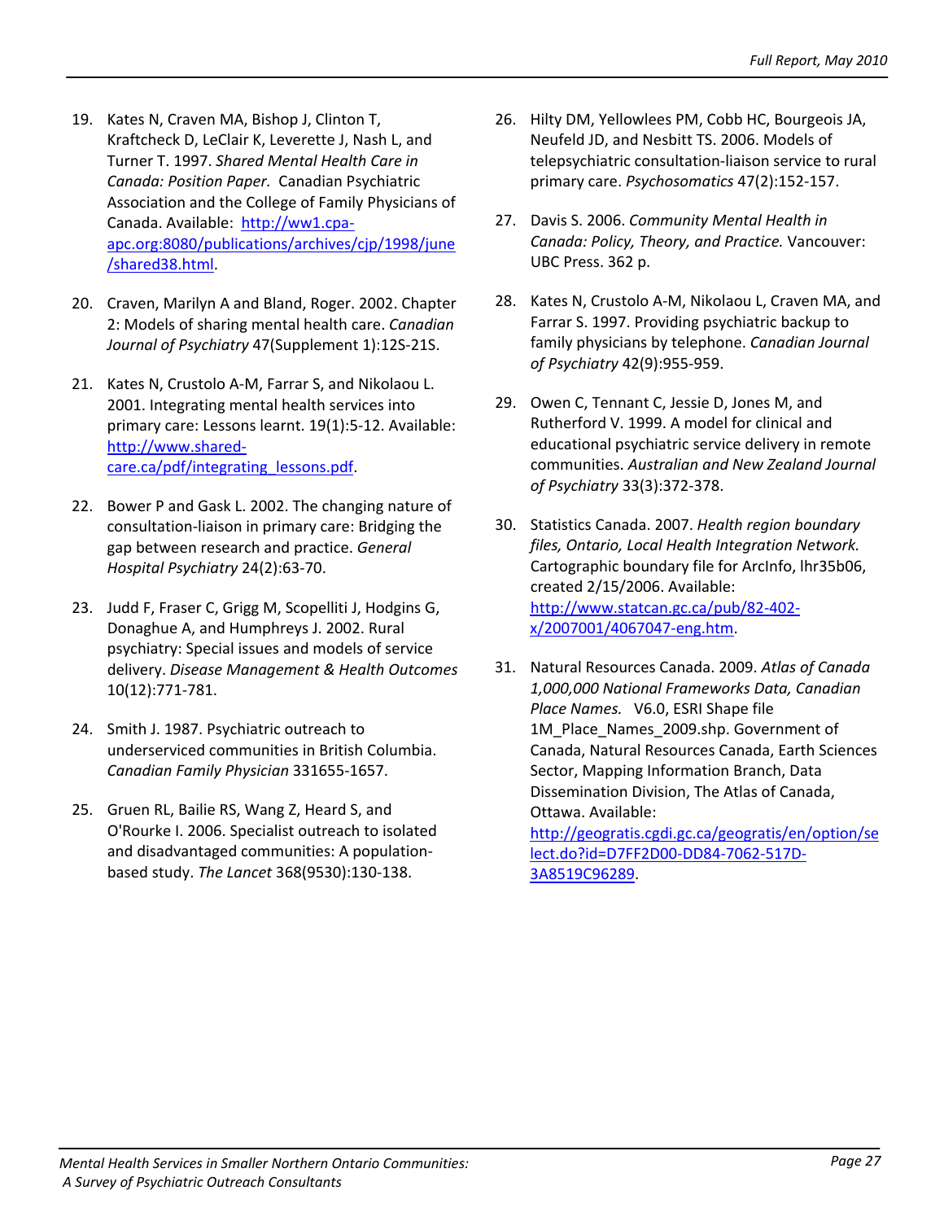19. Kates N, Craven MA, Bishop J, Clinton T, Kraftcheck D, LeClair K, Leverette J, Nash L, and Turner T. 1997. *Shared Mental Health Care in Canada: Position Paper.* Canadian Psychiatric Association and the College of Family Physicians of Canada. Available: http://ww1.cpa-apc.org:8080/publications/archives/cjp/1998/june/shared38.html.

20. Craven, Marilyn A and Bland, Roger. 2002. Chapter 2: Models of sharing mental health care. *Canadian Journal of Psychiatry* 47(Supplement 1):12S-21S.

21. Kates N, Crustolo A-M, Farrar S, and Nikolaou L. 2001. Integrating mental health services into primary care: Lessons learnt. 19(1):5-12. Available: http://www.shared-care.ca/pdf/integrating_lessons.pdf.

22. Bower P and Gask L. 2002. The changing nature of consultation-liaison in primary care: Bridging the gap between research and practice. *General Hospital Psychiatry* 24(2):63-70.

23. Judd F, Fraser C, Grigg M, Scopelliti J, Hodgins G, Donaghue A, and Humphreys J. 2002. Rural psychiatry: Special issues and models of service delivery. *Disease Management & Health Outcomes* 10(12):771-781.

24. Smith J. 1987. Psychiatric outreach to underserviced communities in British Columbia. *Canadian Family Physician* 331655-1657.

25. Gruen RL, Bailie RS, Wang Z, Heard S, and O'Rourke I. 2006. Specialist outreach to isolated and disadvantaged communities: A population-based study. *The Lancet* 368(9530):130-138.

26. Hilty DM, Yellowlees PM, Cobb HC, Bourgeois JA, Neufeld JD, and Nesbitt TS. 2006. Models of telepsychiatric consultation-liaison service to rural primary care. *Psychosomatics* 47(2):152-157.

27. Davis S. 2006. *Community Mental Health in Canada: Policy, Theory, and Practice.* Vancouver: UBC Press. 362 p.

28. Kates N, Crustolo A-M, Nikolaou L, Craven MA, and Farrar S. 1997. Providing psychiatric backup to family physicians by telephone. *Canadian Journal of Psychiatry* 42(9):955-959.

29. Owen C, Tennant C, Jessie D, Jones M, and Rutherford V. 1999. A model for clinical and educational psychiatric service delivery in remote communities. *Australian and New Zealand Journal of Psychiatry* 33(3):372-378.

30. Statistics Canada. 2007. *Health region boundary files, Ontario, Local Health Integration Network.* Cartographic boundary file for ArcInfo, lhr35b06, created 2/15/2006. Available: http://www.statcan.gc.ca/pub/82-402-x/2007001/4067047-eng.htm.

31. Natural Resources Canada. 2009. *Atlas of Canada 1,000,000 National Frameworks Data, Canadian Place Names.* V6.0, ESRI Shape file 1M_Place_Names_2009.shp. Government of Canada, Natural Resources Canada, Earth Sciences Sector, Mapping Information Branch, Data Dissemination Division, The Atlas of Canada, Ottawa. Available: http://geogratis.cgdi.gc.ca/geogratis/en/option/select.do?id=D7FF2D00-DD84-7062-517D-3A8519C96289.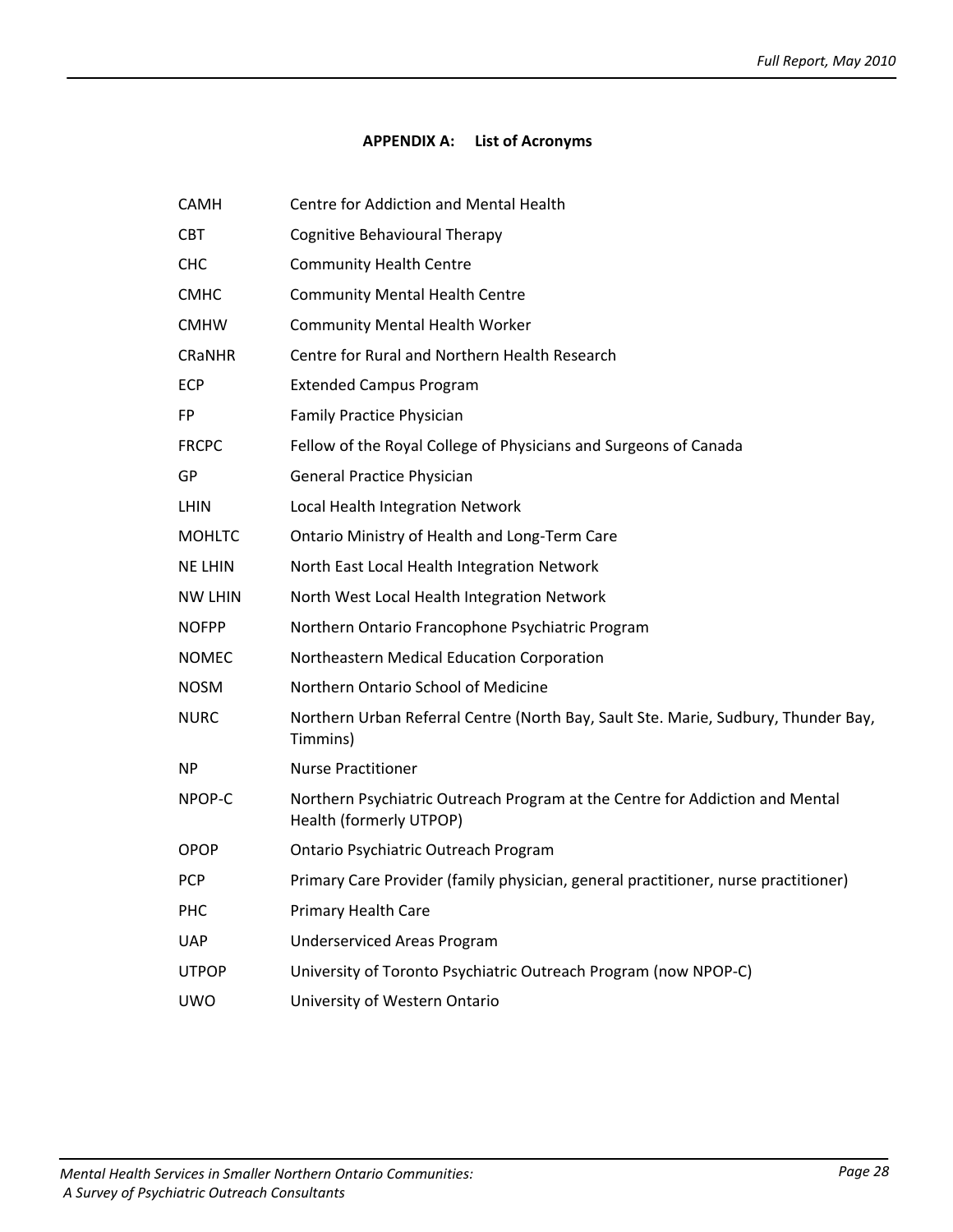## APPENDIX A: List of Acronyms

| | |
|---|---|
| CAMH | Centre for Addiction and Mental Health |
| CBT | Cognitive Behavioural Therapy |
| CHC | Community Health Centre |
| CMHC | Community Mental Health Centre |
| CMHW | Community Mental Health Worker |
| CRaNHR | Centre for Rural and Northern Health Research |
| ECP | Extended Campus Program |
| FP | Family Practice Physician |
| FRCPC | Fellow of the Royal College of Physicians and Surgeons of Canada |
| GP | General Practice Physician |
| LHIN | Local Health Integration Network |
| MOHLTC | Ontario Ministry of Health and Long-Term Care |
| NE LHIN | North East Local Health Integration Network |
| NW LHIN | North West Local Health Integration Network |
| NOFPP | Northern Ontario Francophone Psychiatric Program |
| NOMEC | Northeastern Medical Education Corporation |
| NOSM | Northern Ontario School of Medicine |
| NURC | Northern Urban Referral Centre (North Bay, Sault Ste. Marie, Sudbury, Thunder Bay, Timmins) |
| NP | Nurse Practitioner |
| NPOP-C | Northern Psychiatric Outreach Program at the Centre for Addiction and Mental Health (formerly UTPOP) |
| OPOP | Ontario Psychiatric Outreach Program |
| PCP | Primary Care Provider (family physician, general practitioner, nurse practitioner) |
| PHC | Primary Health Care |
| UAP | Underserviced Areas Program |
| UTPOP | University of Toronto Psychiatric Outreach Program (now NPOP-C) |
| UWO | University of Western Ontario |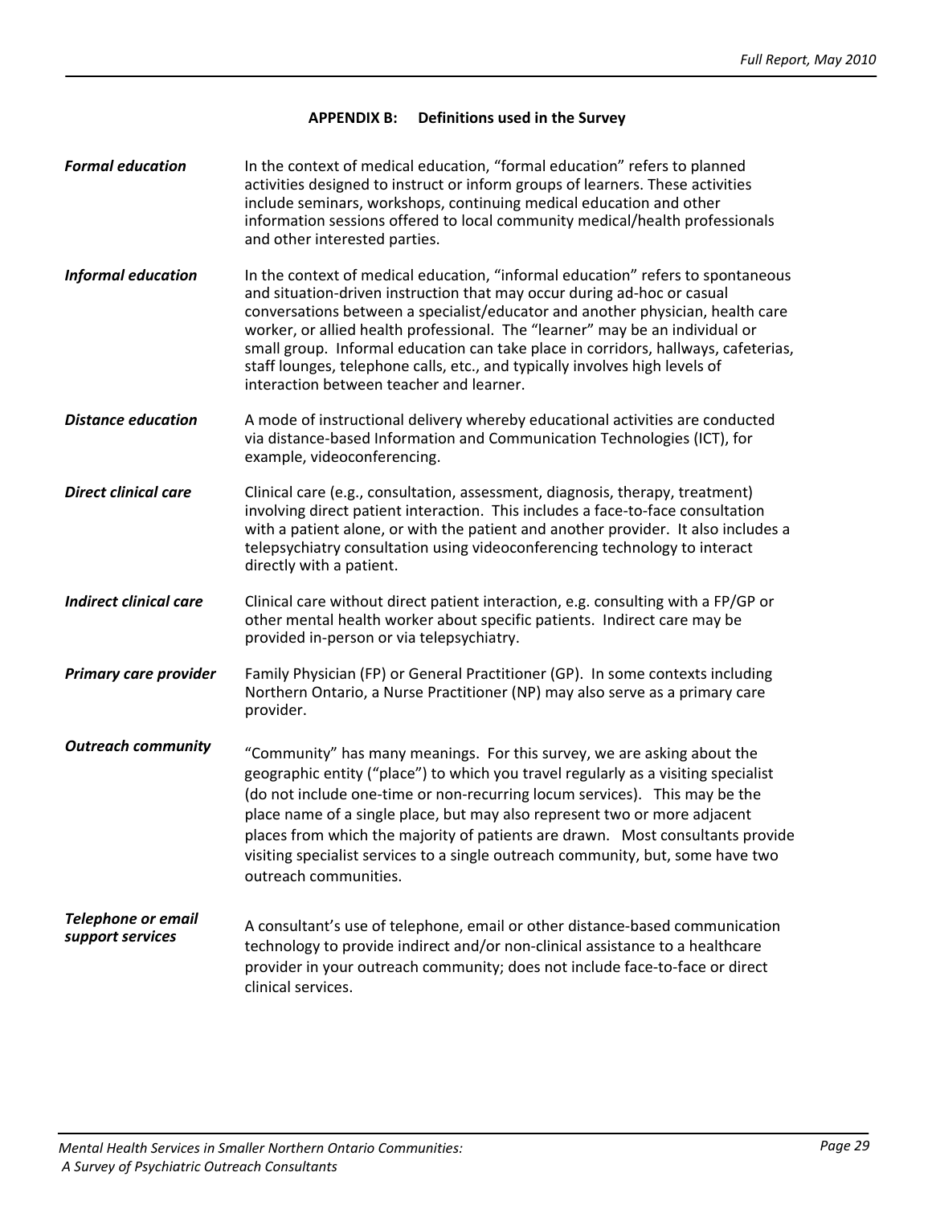## APPENDIX B: Definitions used in the Survey

***Formal education*** — In the context of medical education, "formal education" refers to planned activities designed to instruct or inform groups of learners. These activities include seminars, workshops, continuing medical education and other information sessions offered to local community medical/health professionals and other interested parties.

***Informal education*** — In the context of medical education, "informal education" refers to spontaneous and situation-driven instruction that may occur during ad-hoc or casual conversations between a specialist/educator and another physician, health care worker, or allied health professional. The "learner" may be an individual or small group. Informal education can take place in corridors, hallways, cafeterias, staff lounges, telephone calls, etc., and typically involves high levels of interaction between teacher and learner.

***Distance education*** — A mode of instructional delivery whereby educational activities are conducted via distance-based Information and Communication Technologies (ICT), for example, videoconferencing.

***Direct clinical care*** — Clinical care (e.g., consultation, assessment, diagnosis, therapy, treatment) involving direct patient interaction. This includes a face-to-face consultation with a patient alone, or with the patient and another provider. It also includes a telepsychiatry consultation using videoconferencing technology to interact directly with a patient.

***Indirect clinical care*** — Clinical care without direct patient interaction, e.g. consulting with a FP/GP or other mental health worker about specific patients. Indirect care may be provided in-person or via telepsychiatry.

***Primary care provider*** — Family Physician (FP) or General Practitioner (GP). In some contexts including Northern Ontario, a Nurse Practitioner (NP) may also serve as a primary care provider.

***Outreach community*** — "Community" has many meanings. For this survey, we are asking about the geographic entity ("place") to which you travel regularly as a visiting specialist (do not include one-time or non-recurring locum services). This may be the place name of a single place, but may also represent two or more adjacent places from which the majority of patients are drawn. Most consultants provide visiting specialist services to a single outreach community, but, some have two outreach communities.

***Telephone or email support services*** — A consultant's use of telephone, email or other distance-based communication technology to provide indirect and/or non-clinical assistance to a healthcare provider in your outreach community; does not include face-to-face or direct clinical services.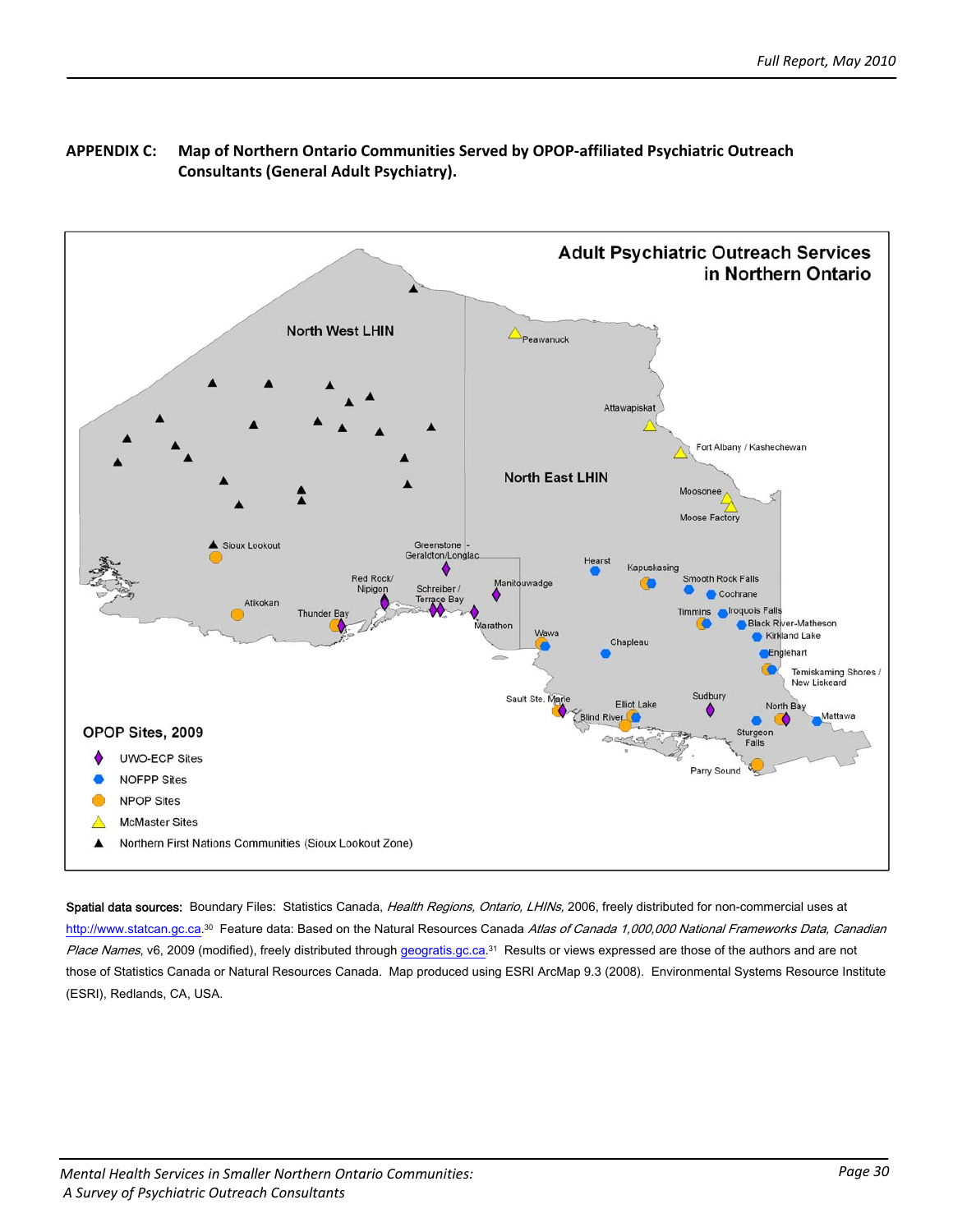**APPENDIX C: Map of Northern Ontario Communities Served by OPOP-affiliated Psychiatric Outreach Consultants (General Adult Psychiatry).**

**Adult Psychiatric Outreach Services in Northern Ontario**

North West LHIN

North East LHIN

Peawanuck, Attawapiskat, Fort Albany / Kashechewan, Moosonee, Moose Factory, Sioux Lookout, Greenstone - Geraldton/Longlac, Hearst, Kapuskasing, Smooth Rock Falls, Cochrane, Red Rock/ Nipigon, Schreiber / Terrace Bay, Manitouwadge, Atikokan, Thunder Bay, Marathon, Timmins, Iroquois Falls, Black River-Matheson, Kirkland Lake, Wawa, Chapleau, Englehart, Temiskaming Shores / New Liskeard, Sault Ste. Marie, Elliot Lake, Blind River, Sudbury, North Bay, Mattawa, Sturgeon Falls, Parry Sound

**OPOP Sites, 2009**

- UWO-ECP Sites
- NOFPP Sites
- NPOP Sites
- McMaster Sites
- Northern First Nations Communities (Sioux Lookout Zone)

**Spatial data sources:** Boundary Files: Statistics Canada, *Health Regions, Ontario, LHINs*, 2006, freely distributed for non-commercial uses at http://www.statcan.gc.ca.[30] Feature data: Based on the Natural Resources Canada *Atlas of Canada 1,000,000 National Frameworks Data, Canadian Place Names*, v6, 2009 (modified), freely distributed through geogratis.gc.ca.[31] Results or views expressed are those of the authors and are not those of Statistics Canada or Natural Resources Canada. Map produced using ESRI ArcMap 9.3 (2008). Environmental Systems Resource Institute (ESRI), Redlands, CA, USA.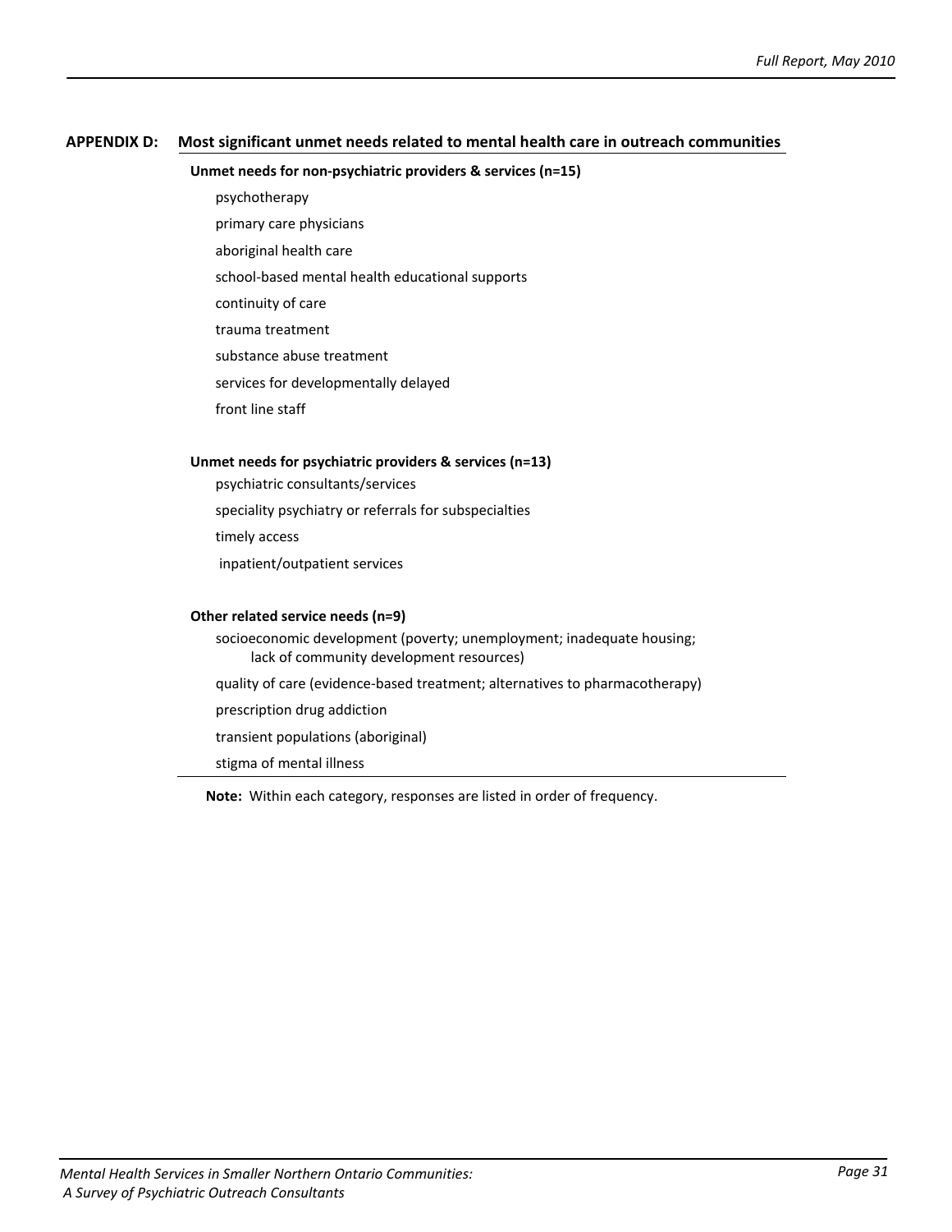## APPENDIX D: Most significant unmet needs related to mental health care in outreach communities

**Unmet needs for non-psychiatric providers & services (n=15)**

- psychotherapy
- primary care physicians
- aboriginal health care
- school-based mental health educational supports
- continuity of care
- trauma treatment
- substance abuse treatment
- services for developmentally delayed
- front line staff

**Unmet needs for psychiatric providers & services (n=13)**

- psychiatric consultants/services
- speciality psychiatry or referrals for subspecialties
- timely access
- inpatient/outpatient services

**Other related service needs (n=9)**

- socioeconomic development (poverty; unemployment; inadequate housing; lack of community development resources)
- quality of care (evidence-based treatment; alternatives to pharmacotherapy)
- prescription drug addiction
- transient populations (aboriginal)
- stigma of mental illness

**Note:** Within each category, responses are listed in order of frequency.